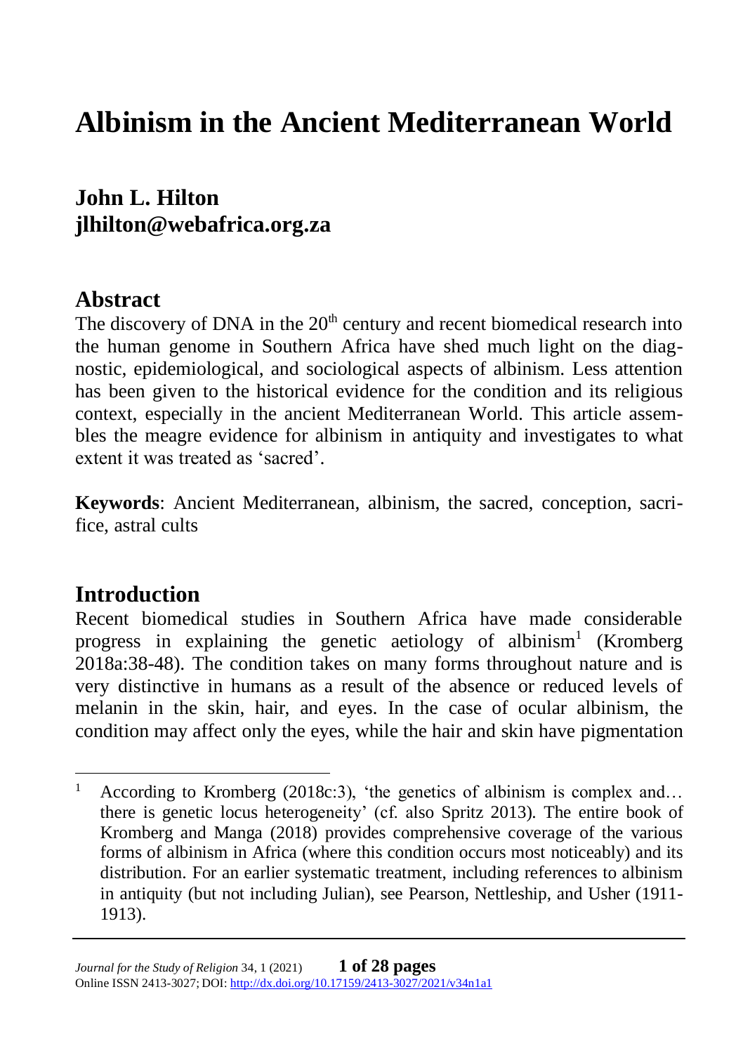# Albinism in the Ancient Mediterranean World

## John L. Hilton
## jlhilton@webafrica.org.za

## Abstract

The discovery of DNA in the 20th century and recent biomedical research into the human genome in Southern Africa have shed much light on the diagnostic, epidemiological, and sociological aspects of albinism. Less attention has been given to the historical evidence for the condition and its religious context, especially in the ancient Mediterranean World. This article assembles the meagre evidence for albinism in antiquity and investigates to what extent it was treated as 'sacred'.

**Keywords**: Ancient Mediterranean, albinism, the sacred, conception, sacrifice, astral cults

## Introduction

Recent biomedical studies in Southern Africa have made considerable progress in explaining the genetic aetiology of albinism[1] (Kromberg 2018a:38-48). The condition takes on many forms throughout nature and is very distinctive in humans as a result of the absence or reduced levels of melanin in the skin, hair, and eyes. In the case of ocular albinism, the condition may affect only the eyes, while the hair and skin have pigmentation

---

[1] According to Kromberg (2018c:3), 'the genetics of albinism is complex and… there is genetic locus heterogeneity' (cf. also Spritz 2013). The entire book of Kromberg and Manga (2018) provides comprehensive coverage of the various forms of albinism in Africa (where this condition occurs most noticeably) and its distribution. For an earlier systematic treatment, including references to albinism in antiquity (but not including Julian), see Pearson, Nettleship, and Usher (1911-1913).

*Journal for the Study of Religion* 34, 1 (2021)
Online ISSN 2413-3027; DOI: http://dx.doi.org/10.17159/2413-3027/2021/v34n1a1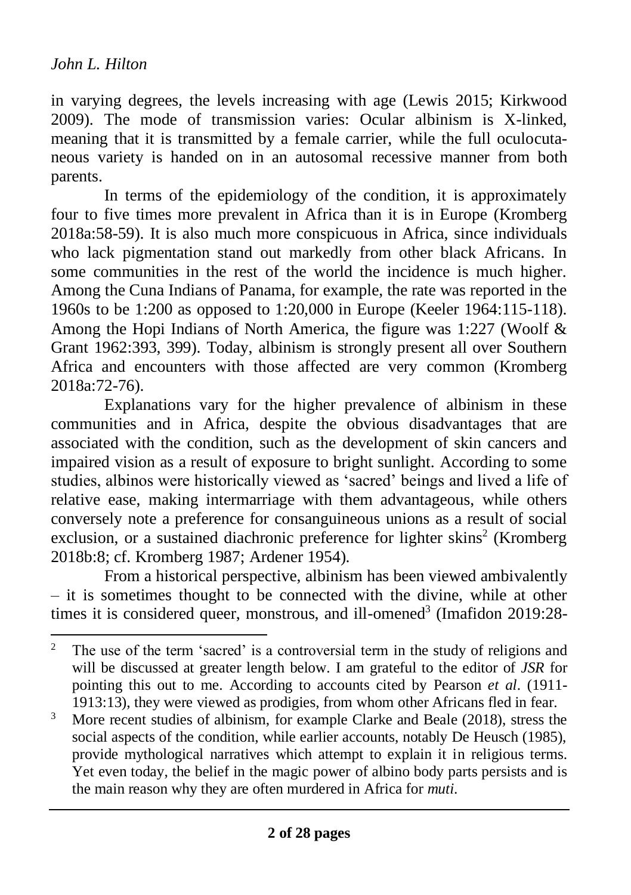in varying degrees, the levels increasing with age (Lewis 2015; Kirkwood 2009). The mode of transmission varies: Ocular albinism is X-linked, meaning that it is transmitted by a female carrier, while the full oculocutaneous variety is handed on in an autosomal recessive manner from both parents.

In terms of the epidemiology of the condition, it is approximately four to five times more prevalent in Africa than it is in Europe (Kromberg 2018a:58-59). It is also much more conspicuous in Africa, since individuals who lack pigmentation stand out markedly from other black Africans. In some communities in the rest of the world the incidence is much higher. Among the Cuna Indians of Panama, for example, the rate was reported in the 1960s to be 1:200 as opposed to 1:20,000 in Europe (Keeler 1964:115-118). Among the Hopi Indians of North America, the figure was 1:227 (Woolf & Grant 1962:393, 399). Today, albinism is strongly present all over Southern Africa and encounters with those affected are very common (Kromberg 2018a:72-76).

Explanations vary for the higher prevalence of albinism in these communities and in Africa, despite the obvious disadvantages that are associated with the condition, such as the development of skin cancers and impaired vision as a result of exposure to bright sunlight. According to some studies, albinos were historically viewed as 'sacred' beings and lived a life of relative ease, making intermarriage with them advantageous, while others conversely note a preference for consanguineous unions as a result of social exclusion, or a sustained diachronic preference for lighter skins[2] (Kromberg 2018b:8; cf. Kromberg 1987; Ardener 1954).

From a historical perspective, albinism has been viewed ambivalently – it is sometimes thought to be connected with the divine, while at other times it is considered queer, monstrous, and ill-omened[3] (Imafidon 2019:28-

---

[2] The use of the term 'sacred' is a controversial term in the study of religions and will be discussed at greater length below. I am grateful to the editor of *JSR* for pointing this out to me. According to accounts cited by Pearson *et al*. (1911-1913:13), they were viewed as prodigies, from whom other Africans fled in fear.

[3] More recent studies of albinism, for example Clarke and Beale (2018), stress the social aspects of the condition, while earlier accounts, notably De Heusch (1985), provide mythological narratives which attempt to explain it in religious terms. Yet even today, the belief in the magic power of albino body parts persists and is the main reason why they are often murdered in Africa for *muti*.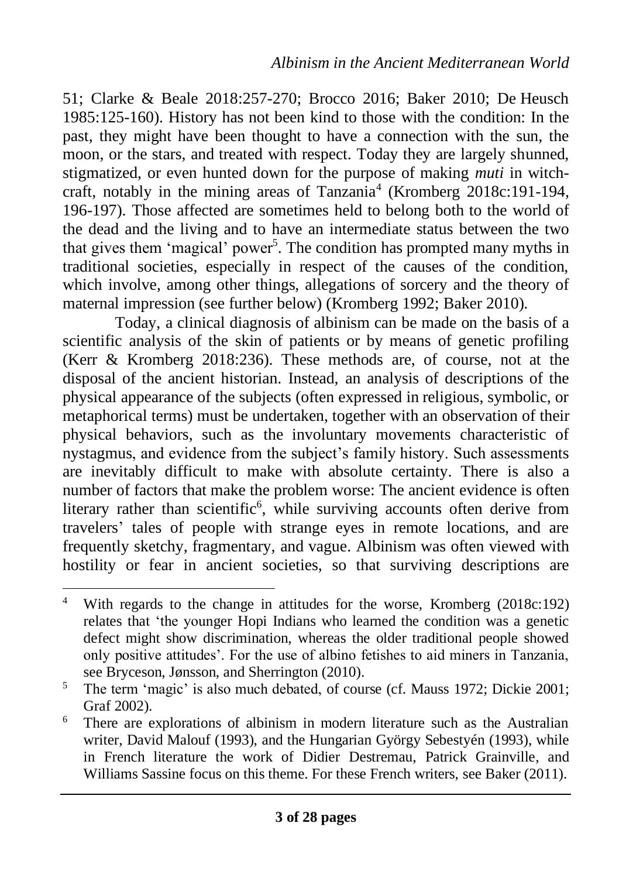51; Clarke & Beale 2018:257-270; Brocco 2016; Baker 2010; De Heusch 1985:125-160). History has not been kind to those with the condition: In the past, they might have been thought to have a connection with the sun, the moon, or the stars, and treated with respect. Today they are largely shunned, stigmatized, or even hunted down for the purpose of making *muti* in witchcraft, notably in the mining areas of Tanzania[4] (Kromberg 2018c:191-194, 196-197). Those affected are sometimes held to belong both to the world of the dead and the living and to have an intermediate status between the two that gives them 'magical' power[5]. The condition has prompted many myths in traditional societies, especially in respect of the causes of the condition, which involve, among other things, allegations of sorcery and the theory of maternal impression (see further below) (Kromberg 1992; Baker 2010).

Today, a clinical diagnosis of albinism can be made on the basis of a scientific analysis of the skin of patients or by means of genetic profiling (Kerr & Kromberg 2018:236). These methods are, of course, not at the disposal of the ancient historian. Instead, an analysis of descriptions of the physical appearance of the subjects (often expressed in religious, symbolic, or metaphorical terms) must be undertaken, together with an observation of their physical behaviors, such as the involuntary movements characteristic of nystagmus, and evidence from the subject's family history. Such assessments are inevitably difficult to make with absolute certainty. There is also a number of factors that make the problem worse: The ancient evidence is often literary rather than scientific[6], while surviving accounts often derive from travelers' tales of people with strange eyes in remote locations, and are frequently sketchy, fragmentary, and vague. Albinism was often viewed with hostility or fear in ancient societies, so that surviving descriptions are

---

[4] With regards to the change in attitudes for the worse, Kromberg (2018c:192) relates that 'the younger Hopi Indians who learned the condition was a genetic defect might show discrimination, whereas the older traditional people showed only positive attitudes'. For the use of albino fetishes to aid miners in Tanzania, see Bryceson, Jønsson, and Sherrington (2010).

[5] The term 'magic' is also much debated, of course (cf. Mauss 1972; Dickie 2001; Graf 2002).

[6] There are explorations of albinism in modern literature such as the Australian writer, David Malouf (1993), and the Hungarian György Sebestyén (1993), while in French literature the work of Didier Destremau, Patrick Grainville, and Williams Sassine focus on this theme. For these French writers, see Baker (2011).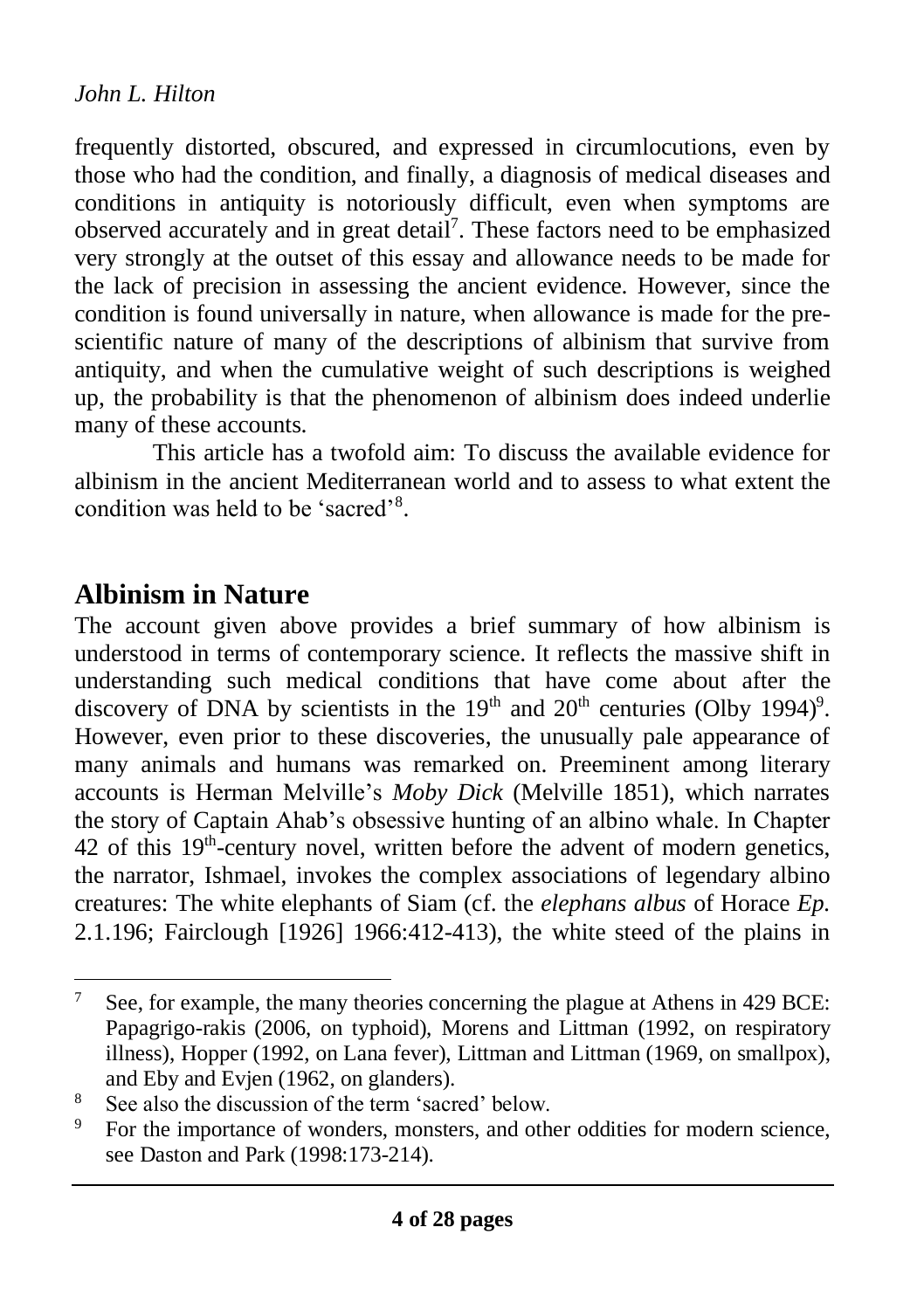frequently distorted, obscured, and expressed in circumlocutions, even by those who had the condition, and finally, a diagnosis of medical diseases and conditions in antiquity is notoriously difficult, even when symptoms are observed accurately and in great detail[7]. These factors need to be emphasized very strongly at the outset of this essay and allowance needs to be made for the lack of precision in assessing the ancient evidence. However, since the condition is found universally in nature, when allowance is made for the pre-scientific nature of many of the descriptions of albinism that survive from antiquity, and when the cumulative weight of such descriptions is weighed up, the probability is that the phenomenon of albinism does indeed underlie many of these accounts.

This article has a twofold aim: To discuss the available evidence for albinism in the ancient Mediterranean world and to assess to what extent the condition was held to be 'sacred'[8].

## Albinism in Nature

The account given above provides a brief summary of how albinism is understood in terms of contemporary science. It reflects the massive shift in understanding such medical conditions that have come about after the discovery of DNA by scientists in the 19th and 20th centuries (Olby 1994)[9]. However, even prior to these discoveries, the unusually pale appearance of many animals and humans was remarked on. Preeminent among literary accounts is Herman Melville's *Moby Dick* (Melville 1851), which narrates the story of Captain Ahab's obsessive hunting of an albino whale. In Chapter 42 of this 19th-century novel, written before the advent of modern genetics, the narrator, Ishmael, invokes the complex associations of legendary albino creatures: The white elephants of Siam (cf. the *elephans albus* of Horace *Ep.* 2.1.196; Fairclough [1926] 1966:412-413), the white steed of the plains in

---

[7] See, for example, the many theories concerning the plague at Athens in 429 BCE: Papagrigo-rakis (2006, on typhoid), Morens and Littman (1992, on respiratory illness), Hopper (1992, on Lana fever), Littman and Littman (1969, on smallpox), and Eby and Evjen (1962, on glanders).

[8] See also the discussion of the term 'sacred' below.

[9] For the importance of wonders, monsters, and other oddities for modern science, see Daston and Park (1998:173-214).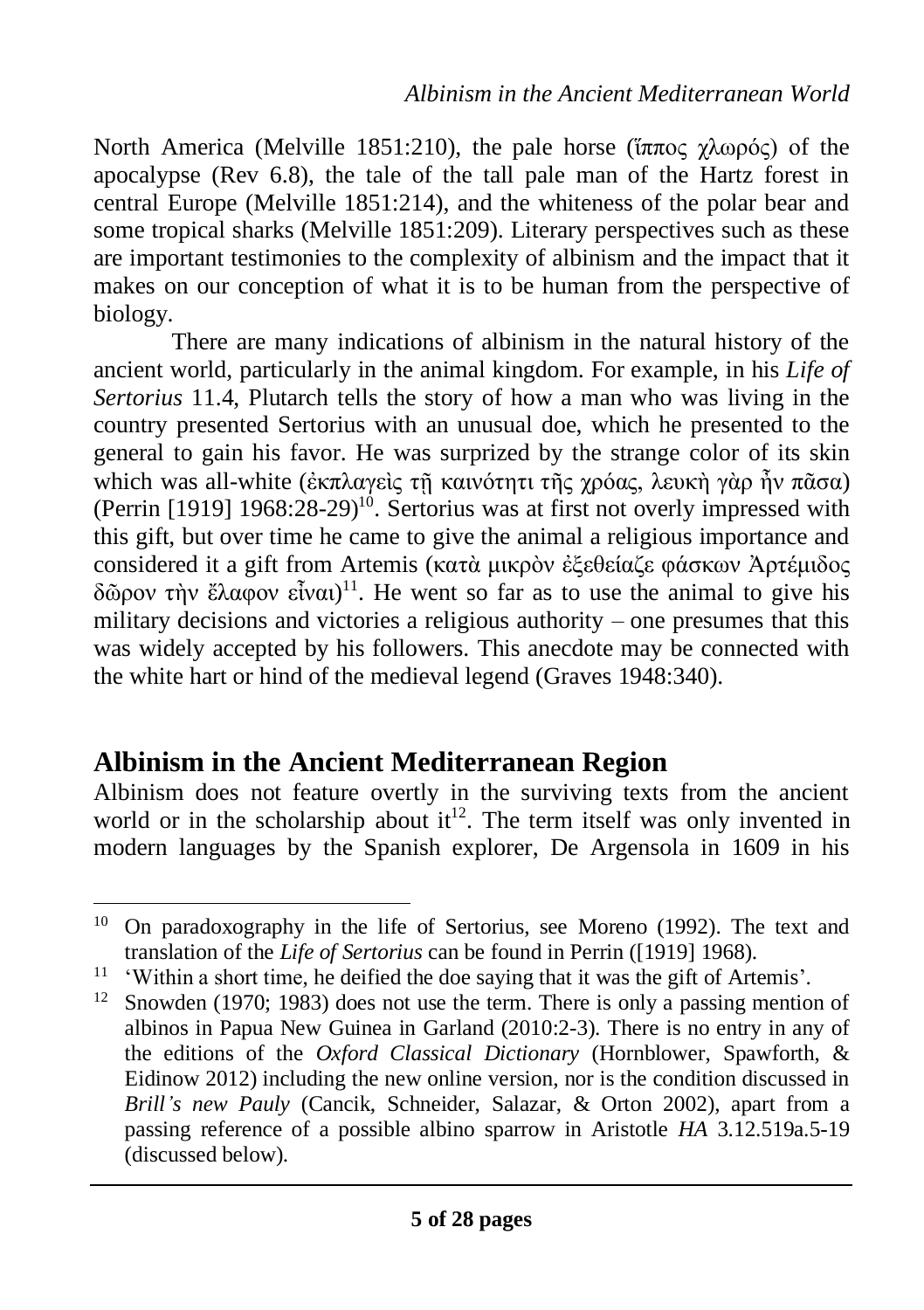North America (Melville 1851:210), the pale horse (ἵππος χλωρός) of the apocalypse (Rev 6.8), the tale of the tall pale man of the Hartz forest in central Europe (Melville 1851:214), and the whiteness of the polar bear and some tropical sharks (Melville 1851:209). Literary perspectives such as these are important testimonies to the complexity of albinism and the impact that it makes on our conception of what it is to be human from the perspective of biology.

There are many indications of albinism in the natural history of the ancient world, particularly in the animal kingdom. For example, in his *Life of Sertorius* 11.4, Plutarch tells the story of how a man who was living in the country presented Sertorius with an unusual doe, which he presented to the general to gain his favor. He was surprized by the strange color of its skin which was all-white (ἐκπλαγεὶς τῇ καινότητι τῆς χρόας, λευκὴ γὰρ ἦν πᾶσα) (Perrin [1919] 1968:28-29)[10]. Sertorius was at first not overly impressed with this gift, but over time he came to give the animal a religious importance and considered it a gift from Artemis (κατὰ μικρὸν ἐξεθείαζε φάσκων Ἀρτέμιδος δῶρον τὴν ἔλαφον εἶναι)[11]. He went so far as to use the animal to give his military decisions and victories a religious authority – one presumes that this was widely accepted by his followers. This anecdote may be connected with the white hart or hind of the medieval legend (Graves 1948:340).

## Albinism in the Ancient Mediterranean Region

Albinism does not feature overtly in the surviving texts from the ancient world or in the scholarship about it[12]. The term itself was only invented in modern languages by the Spanish explorer, De Argensola in 1609 in his

---

[10] On paradoxography in the life of Sertorius, see Moreno (1992). The text and translation of the *Life of Sertorius* can be found in Perrin ([1919] 1968).

[11] 'Within a short time, he deified the doe saying that it was the gift of Artemis'.

[12] Snowden (1970; 1983) does not use the term. There is only a passing mention of albinos in Papua New Guinea in Garland (2010:2-3). There is no entry in any of the editions of the *Oxford Classical Dictionary* (Hornblower, Spawforth, & Eidinow 2012) including the new online version, nor is the condition discussed in *Brill's new Pauly* (Cancik, Schneider, Salazar, & Orton 2002), apart from a passing reference of a possible albino sparrow in Aristotle *HA* 3.12.519a.5-19 (discussed below).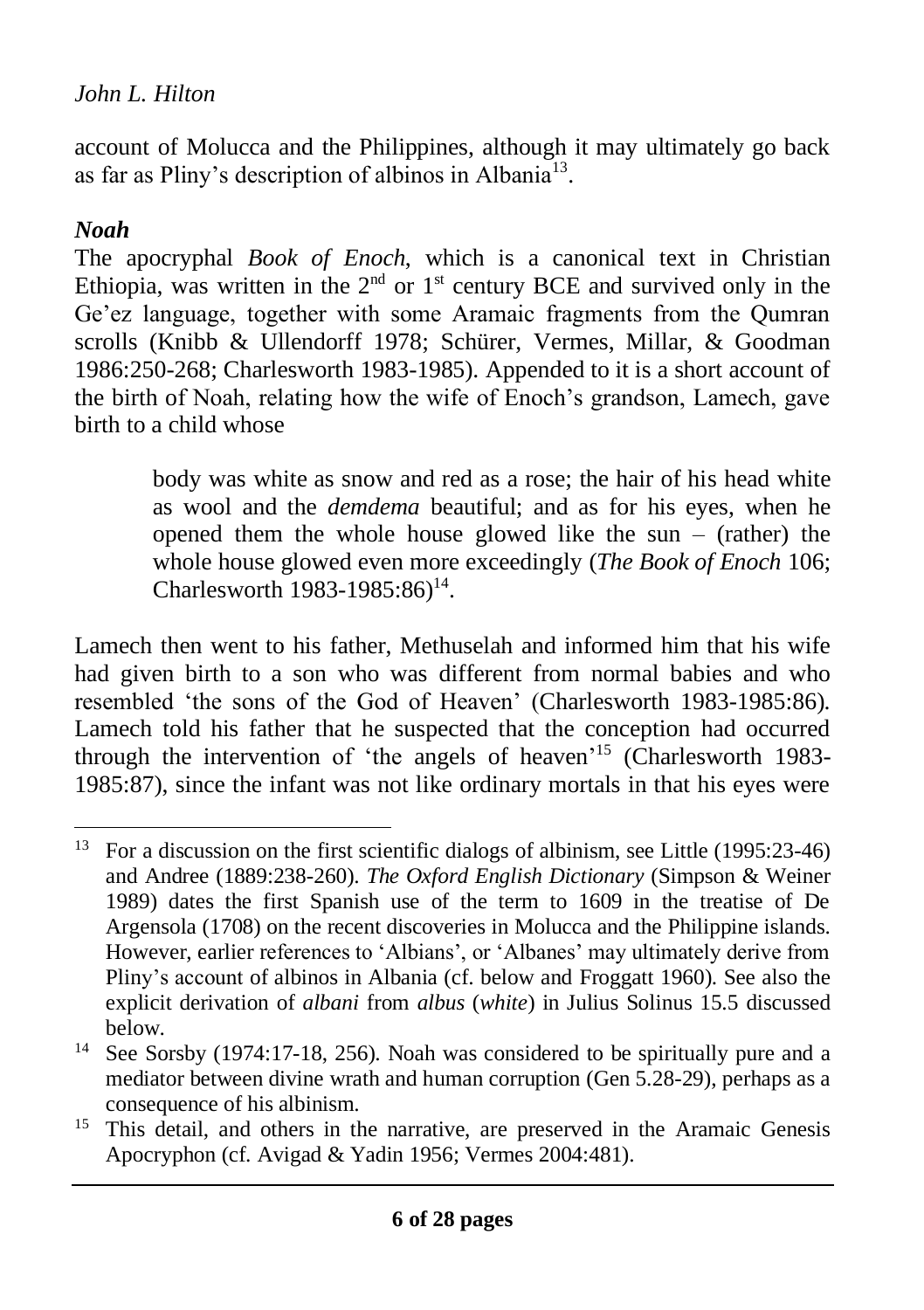account of Molucca and the Philippines, although it may ultimately go back as far as Pliny's description of albinos in Albania[13].

### *Noah*

The apocryphal *Book of Enoch*, which is a canonical text in Christian Ethiopia, was written in the 2nd or 1st century BCE and survived only in the Ge'ez language, together with some Aramaic fragments from the Qumran scrolls (Knibb & Ullendorff 1978; Schürer, Vermes, Millar, & Goodman 1986:250-268; Charlesworth 1983-1985). Appended to it is a short account of the birth of Noah, relating how the wife of Enoch's grandson, Lamech, gave birth to a child whose

> body was white as snow and red as a rose; the hair of his head white as wool and the *demdema* beautiful; and as for his eyes, when he opened them the whole house glowed like the sun – (rather) the whole house glowed even more exceedingly (*The Book of Enoch* 106; Charlesworth 1983-1985:86)[14].

Lamech then went to his father, Methuselah and informed him that his wife had given birth to a son who was different from normal babies and who resembled 'the sons of the God of Heaven' (Charlesworth 1983-1985:86). Lamech told his father that he suspected that the conception had occurred through the intervention of 'the angels of heaven'[15] (Charlesworth 1983-1985:87), since the infant was not like ordinary mortals in that his eyes were

---

[13] For a discussion on the first scientific dialogs of albinism, see Little (1995:23-46) and Andree (1889:238-260). *The Oxford English Dictionary* (Simpson & Weiner 1989) dates the first Spanish use of the term to 1609 in the treatise of De Argensola (1708) on the recent discoveries in Molucca and the Philippine islands. However, earlier references to 'Albians', or 'Albanes' may ultimately derive from Pliny's account of albinos in Albania (cf. below and Froggatt 1960). See also the explicit derivation of *albani* from *albus* (*white*) in Julius Solinus 15.5 discussed below.

[14] See Sorsby (1974:17-18, 256). Noah was considered to be spiritually pure and a mediator between divine wrath and human corruption (Gen 5.28-29), perhaps as a consequence of his albinism.

[15] This detail, and others in the narrative, are preserved in the Aramaic Genesis Apocryphon (cf. Avigad & Yadin 1956; Vermes 2004:481).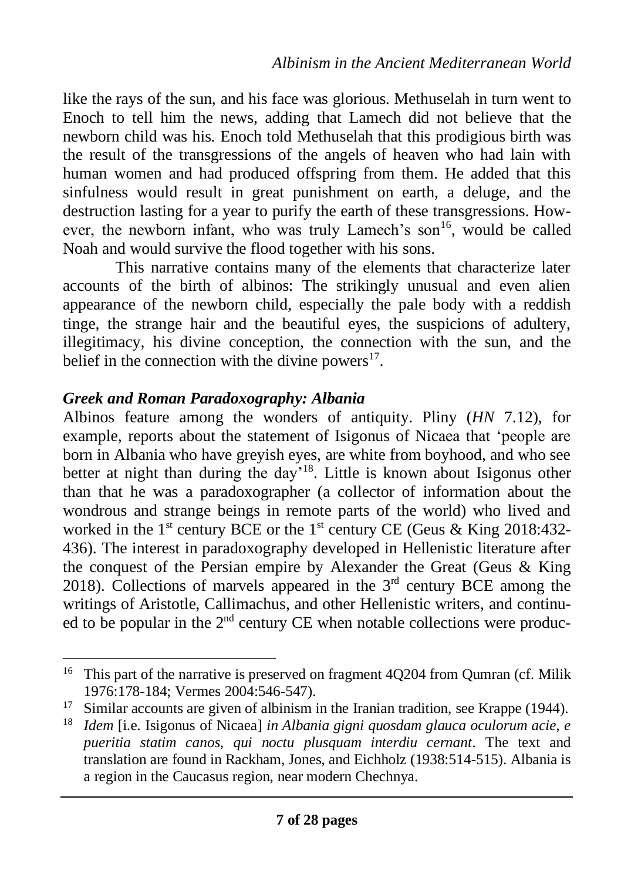like the rays of the sun, and his face was glorious. Methuselah in turn went to Enoch to tell him the news, adding that Lamech did not believe that the newborn child was his. Enoch told Methuselah that this prodigious birth was the result of the transgressions of the angels of heaven who had lain with human women and had produced offspring from them. He added that this sinfulness would result in great punishment on earth, a deluge, and the destruction lasting for a year to purify the earth of these transgressions. However, the newborn infant, who was truly Lamech's son[16], would be called Noah and would survive the flood together with his sons.

This narrative contains many of the elements that characterize later accounts of the birth of albinos: The strikingly unusual and even alien appearance of the newborn child, especially the pale body with a reddish tinge, the strange hair and the beautiful eyes, the suspicions of adultery, illegitimacy, his divine conception, the connection with the sun, and the belief in the connection with the divine powers[17].

### *Greek and Roman Paradoxography: Albania*

Albinos feature among the wonders of antiquity. Pliny (*HN* 7.12), for example, reports about the statement of Isigonus of Nicaea that 'people are born in Albania who have greyish eyes, are white from boyhood, and who see better at night than during the day'[18]. Little is known about Isigonus other than that he was a paradoxographer (a collector of information about the wondrous and strange beings in remote parts of the world) who lived and worked in the 1st century BCE or the 1st century CE (Geus & King 2018:432-436). The interest in paradoxography developed in Hellenistic literature after the conquest of the Persian empire by Alexander the Great (Geus & King 2018). Collections of marvels appeared in the 3rd century BCE among the writings of Aristotle, Callimachus, and other Hellenistic writers, and continued to be popular in the 2nd century CE when notable collections were produc-

---

[16] This part of the narrative is preserved on fragment 4Q204 from Qumran (cf. Milik 1976:178-184; Vermes 2004:546-547).

[17] Similar accounts are given of albinism in the Iranian tradition, see Krappe (1944).

[18] *Idem* [i.e. Isigonus of Nicaea] *in Albania gigni quosdam glauca oculorum acie, e pueritia statim canos, qui noctu plusquam interdiu cernant*. The text and translation are found in Rackham, Jones, and Eichholz (1938:514-515). Albania is a region in the Caucasus region, near modern Chechnya.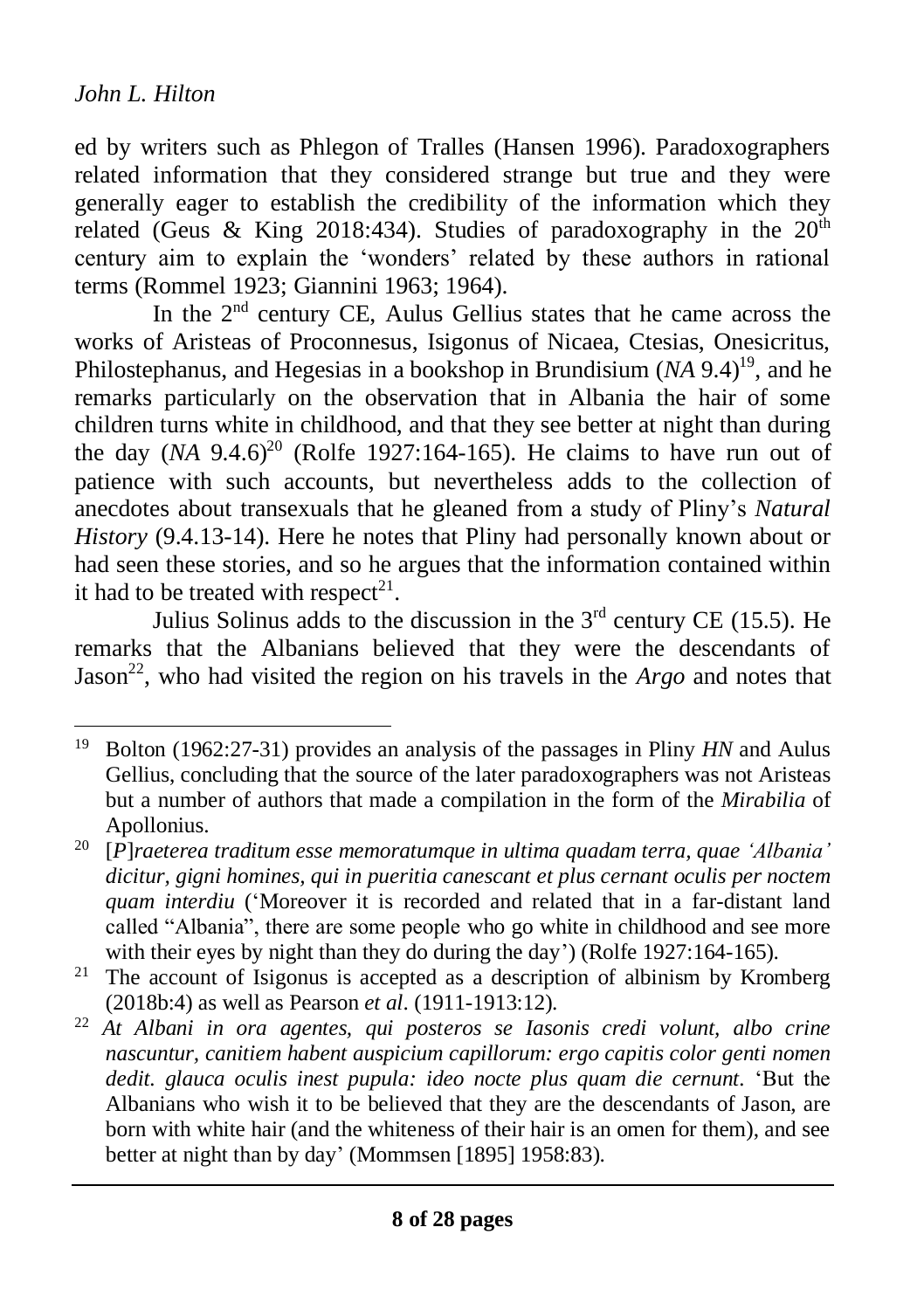ed by writers such as Phlegon of Tralles (Hansen 1996). Paradoxographers related information that they considered strange but true and they were generally eager to establish the credibility of the information which they related (Geus & King 2018:434). Studies of paradoxography in the 20th century aim to explain the 'wonders' related by these authors in rational terms (Rommel 1923; Giannini 1963; 1964).

In the 2nd century CE, Aulus Gellius states that he came across the works of Aristeas of Proconnesus, Isigonus of Nicaea, Ctesias, Onesicritus, Philostephanus, and Hegesias in a bookshop in Brundisium (*NA* 9.4)[19], and he remarks particularly on the observation that in Albania the hair of some children turns white in childhood, and that they see better at night than during the day (*NA* 9.4.6)[20] (Rolfe 1927:164-165). He claims to have run out of patience with such accounts, but nevertheless adds to the collection of anecdotes about transexuals that he gleaned from a study of Pliny's *Natural History* (9.4.13-14). Here he notes that Pliny had personally known about or had seen these stories, and so he argues that the information contained within it had to be treated with respect[21].

Julius Solinus adds to the discussion in the 3rd century CE (15.5). He remarks that the Albanians believed that they were the descendants of Jason[22], who had visited the region on his travels in the *Argo* and notes that

---

[19] Bolton (1962:27-31) provides an analysis of the passages in Pliny *HN* and Aulus Gellius, concluding that the source of the later paradoxographers was not Aristeas but a number of authors that made a compilation in the form of the *Mirabilia* of Apollonius.

[20] [*P*]*raeterea traditum esse memoratumque in ultima quadam terra, quae 'Albania' dicitur, gigni homines, qui in pueritia canescant et plus cernant oculis per noctem quam interdiu* ('Moreover it is recorded and related that in a far-distant land called "Albania", there are some people who go white in childhood and see more with their eyes by night than they do during the day') (Rolfe 1927:164-165).

[21] The account of Isigonus is accepted as a description of albinism by Kromberg (2018b:4) as well as Pearson *et al*. (1911-1913:12).

[22] *At Albani in ora agentes, qui posteros se Iasonis credi volunt, albo crine nascuntur, canitiem habent auspicium capillorum: ergo capitis color genti nomen dedit. glauca oculis inest pupula: ideo nocte plus quam die cernunt*. 'But the Albanians who wish it to be believed that they are the descendants of Jason, are born with white hair (and the whiteness of their hair is an omen for them), and see better at night than by day' (Mommsen [1895] 1958:83).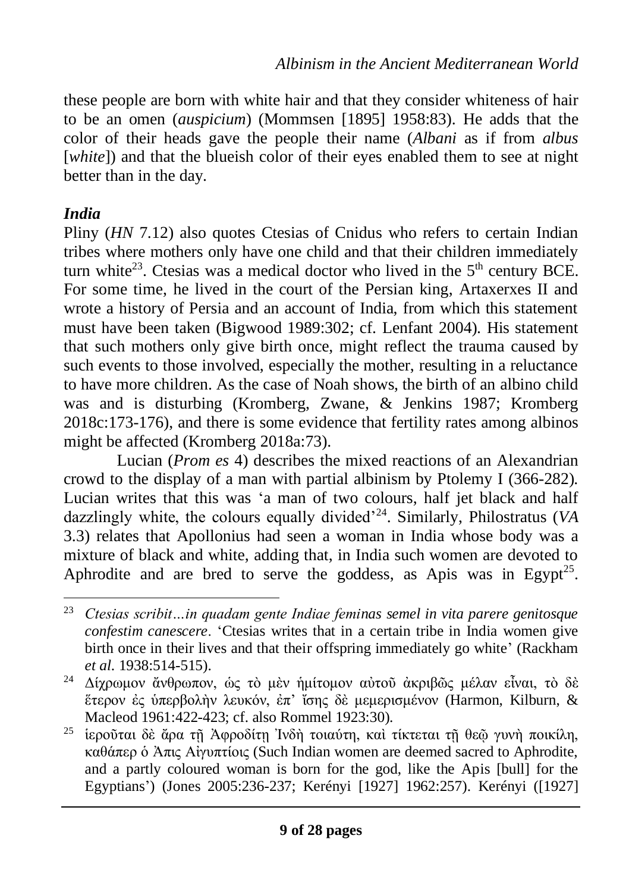these people are born with white hair and that they consider whiteness of hair to be an omen (*auspicium*) (Mommsen [1895] 1958:83). He adds that the color of their heads gave the people their name (*Albani* as if from *albus* [*white*]) and that the blueish color of their eyes enabled them to see at night better than in the day.

### *India*

Pliny (*HN* 7.12) also quotes Ctesias of Cnidus who refers to certain Indian tribes where mothers only have one child and that their children immediately turn white[23]. Ctesias was a medical doctor who lived in the 5th century BCE. For some time, he lived in the court of the Persian king, Artaxerxes II and wrote a history of Persia and an account of India, from which this statement must have been taken (Bigwood 1989:302; cf. Lenfant 2004). His statement that such mothers only give birth once, might reflect the trauma caused by such events to those involved, especially the mother, resulting in a reluctance to have more children. As the case of Noah shows, the birth of an albino child was and is disturbing (Kromberg, Zwane, & Jenkins 1987; Kromberg 2018c:173-176), and there is some evidence that fertility rates among albinos might be affected (Kromberg 2018a:73).

Lucian (*Prom es* 4) describes the mixed reactions of an Alexandrian crowd to the display of a man with partial albinism by Ptolemy I (366-282). Lucian writes that this was 'a man of two colours, half jet black and half dazzlingly white, the colours equally divided'[24]. Similarly, Philostratus (*VA* 3.3) relates that Apollonius had seen a woman in India whose body was a mixture of black and white, adding that, in India such women are devoted to Aphrodite and are bred to serve the goddess, as Apis was in Egypt[25].

---

[23] *Ctesias scribit…in quadam gente Indiae feminas semel in vita parere genitosque confestim canescere*. 'Ctesias writes that in a certain tribe in India women give birth once in their lives and that their offspring immediately go white' (Rackham *et al*. 1938:514-515).

[24] Δίχρωμον ἄνθρωπον, ὡς τὸ μὲν ἡμίτομον αὐτοῦ ἀκριβῶς μέλαν εἶναι, τὸ δὲ ἕτερον ἐς ὑπερβολὴν λευκόν, ἐπ' ἴσης δὲ μεμερισμένον (Harmon, Kilburn, & Macleod 1961:422-423; cf. also Rommel 1923:30).

[25] ἱεροῦται δὲ ἄρα τῇ Ἀφροδίτῃ Ἰνδὴ τοιαύτη, καὶ τίκτεται τῇ θεῷ γυνὴ ποικίλη, καθάπερ ὁ Ἆπις Αἰγυπτίοις (Such Indian women are deemed sacred to Aphrodite, and a partly coloured woman is born for the god, like the Apis [bull] for the Egyptians') (Jones 2005:236-237; Kerényi [1927] 1962:257). Kerényi ([1927]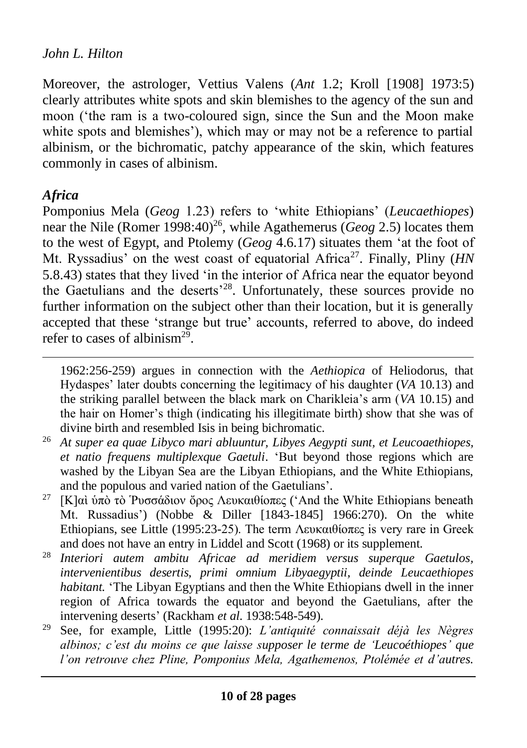Moreover, the astrologer, Vettius Valens (*Ant* 1.2; Kroll [1908] 1973:5) clearly attributes white spots and skin blemishes to the agency of the sun and moon ('the ram is a two-coloured sign, since the Sun and the Moon make white spots and blemishes'), which may or may not be a reference to partial albinism, or the bichromatic, patchy appearance of the skin, which features commonly in cases of albinism.

## *Africa*

Pomponius Mela (*Geog* 1.23) refers to 'white Ethiopians' (*Leucaethiopes*) near the Nile (Romer 1998:40)[26], while Agathemerus (*Geog* 2.5) locates them to the west of Egypt, and Ptolemy (*Geog* 4.6.17) situates them 'at the foot of Mt. Ryssadius' on the west coast of equatorial Africa[27]. Finally, Pliny (*HN* 5.8.43) states that they lived 'in the interior of Africa near the equator beyond the Gaetulians and the deserts'[28]. Unfortunately, these sources provide no further information on the subject other than their location, but it is generally accepted that these 'strange but true' accounts, referred to above, do indeed refer to cases of albinism[29].

---

1962:256-259) argues in connection with the *Aethiopica* of Heliodorus, that Hydaspes' later doubts concerning the legitimacy of his daughter (*VA* 10.13) and the striking parallel between the black mark on Charikleia's arm (*VA* 10.15) and the hair on Homer's thigh (indicating his illegitimate birth) show that she was of divine birth and resembled Isis in being bichromatic.

[26] *At super ea quae Libyco mari abluuntur, Libyes Aegypti sunt, et Leucoaethiopes, et natio frequens multiplexque Gaetuli*. 'But beyond those regions which are washed by the Libyan Sea are the Libyan Ethiopians, and the White Ethiopians, and the populous and varied nation of the Gaetulians'.

[27] [Κ]αὶ ὑπὸ τὸ Ῥυσσάδιον ὄρος Λευκαιθίοπες ('And the White Ethiopians beneath Mt. Russadius') (Nobbe & Diller [1843-1845] 1966:270). On the white Ethiopians, see Little (1995:23-25). The term Λευκαιθίοπες is very rare in Greek and does not have an entry in Liddel and Scott (1968) or its supplement.

[28] *Interiori autem ambitu Africae ad meridiem versus superque Gaetulos, intervenientibus desertis, primi omnium Libyaegyptii, deinde Leucaethiopes habitant.* 'The Libyan Egyptians and then the White Ethiopians dwell in the inner region of Africa towards the equator and beyond the Gaetulians, after the intervening deserts' (Rackham *et al*. 1938:548-549).

[29] See, for example, Little (1995:20): *L'antiquité connaissait déjà les Nègres albinos; c'est du moins ce que laisse supposer le terme de 'Leucoéthiopes' que l'on retrouve chez Pline, Pomponius Mela, Agathemenos, Ptolémée et d'autres.*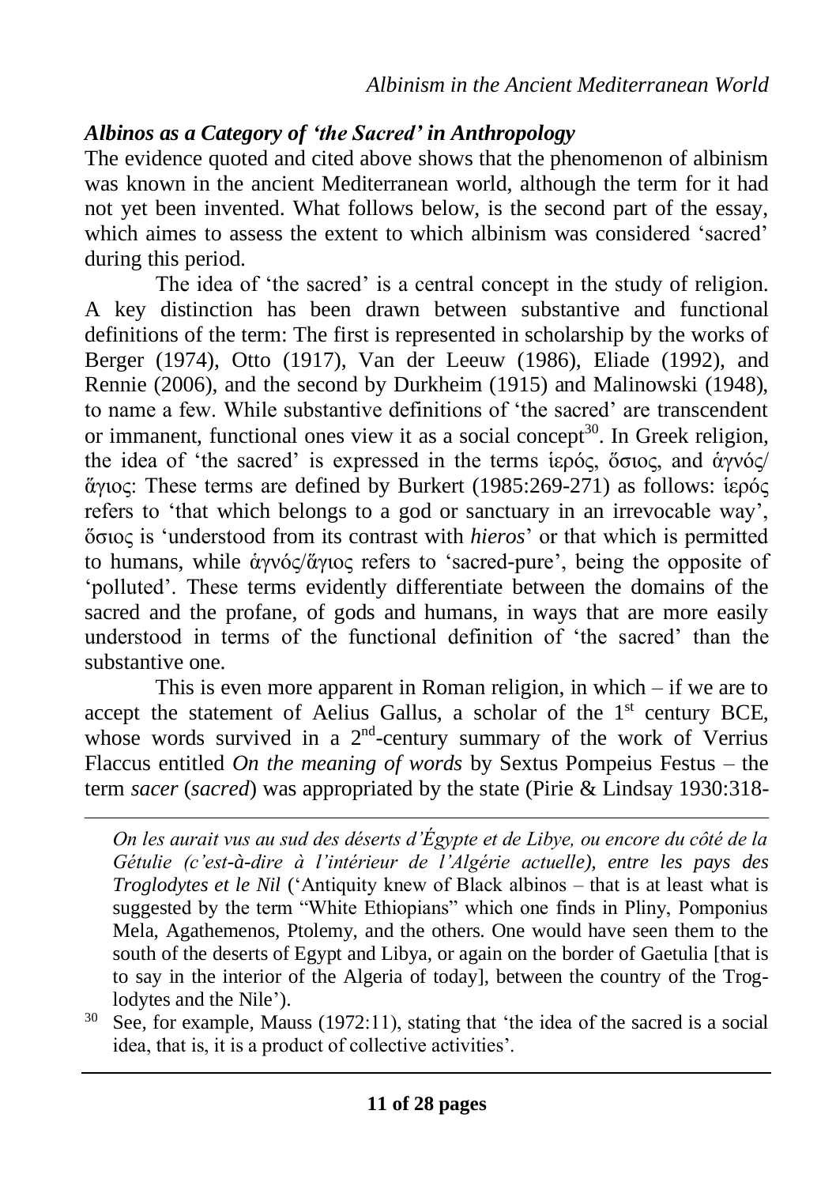### *Albinos as a Category of 'the Sacred' in Anthropology*

The evidence quoted and cited above shows that the phenomenon of albinism was known in the ancient Mediterranean world, although the term for it had not yet been invented. What follows below, is the second part of the essay, which aimes to assess the extent to which albinism was considered 'sacred' during this period.

The idea of 'the sacred' is a central concept in the study of religion. A key distinction has been drawn between substantive and functional definitions of the term: The first is represented in scholarship by the works of Berger (1974), Otto (1917), Van der Leeuw (1986), Eliade (1992), and Rennie (2006), and the second by Durkheim (1915) and Malinowski (1948), to name a few. While substantive definitions of 'the sacred' are transcendent or immanent, functional ones view it as a social concept[30]. In Greek religion, the idea of 'the sacred' is expressed in the terms ἱερός, ὅσιος, and ἁγνός/ ἅγιος: These terms are defined by Burkert (1985:269-271) as follows: ἱερός refers to 'that which belongs to a god or sanctuary in an irrevocable way', ὅσιος is 'understood from its contrast with *hieros*' or that which is permitted to humans, while ἁγνός/ἅγιος refers to 'sacred-pure', being the opposite of 'polluted'. These terms evidently differentiate between the domains of the sacred and the profane, of gods and humans, in ways that are more easily understood in terms of the functional definition of 'the sacred' than the substantive one.

This is even more apparent in Roman religion, in which – if we are to accept the statement of Aelius Gallus, a scholar of the 1st century BCE, whose words survived in a 2nd-century summary of the work of Verrius Flaccus entitled *On the meaning of words* by Sextus Pompeius Festus – the term *sacer* (*sacred*) was appropriated by the state (Pirie & Lindsay 1930:318-

---

*On les aurait vus au sud des déserts d'Égypte et de Libye, ou encore du côté de la Gétulie (c'est-à-dire à l'intérieur de l'Algérie actuelle), entre les pays des Troglodytes et le Nil* ('Antiquity knew of Black albinos – that is at least what is suggested by the term "White Ethiopians" which one finds in Pliny, Pomponius Mela, Agathemenos, Ptolemy, and the others. One would have seen them to the south of the deserts of Egypt and Libya, or again on the border of Gaetulia [that is to say in the interior of the Algeria of today], between the country of the Troglodytes and the Nile').

[30] See, for example, Mauss (1972:11), stating that 'the idea of the sacred is a social idea, that is, it is a product of collective activities'.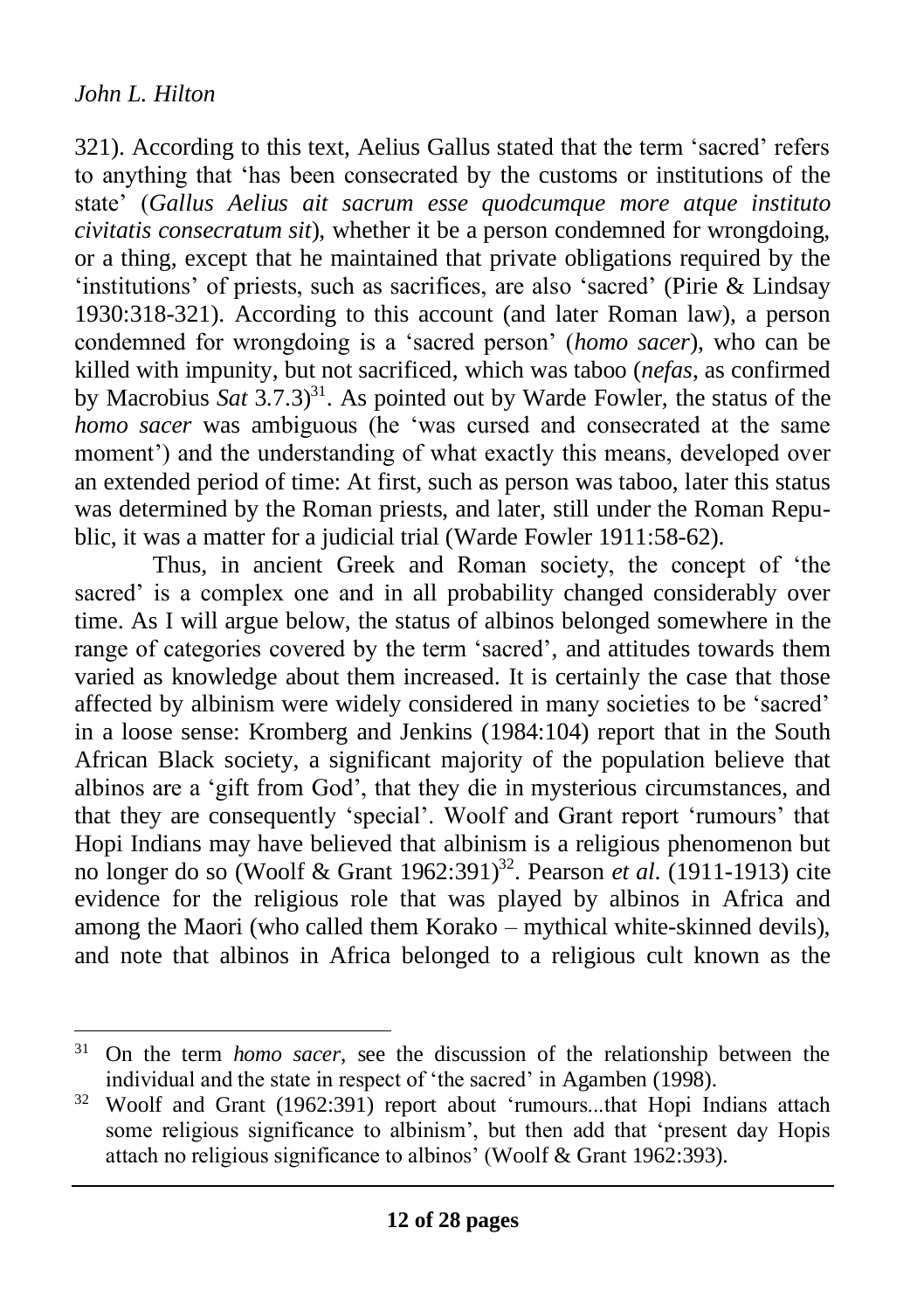321). According to this text, Aelius Gallus stated that the term 'sacred' refers to anything that 'has been consecrated by the customs or institutions of the state' (*Gallus Aelius ait sacrum esse quodcumque more atque instituto civitatis consecratum sit*), whether it be a person condemned for wrongdoing, or a thing, except that he maintained that private obligations required by the 'institutions' of priests, such as sacrifices, are also 'sacred' (Pirie & Lindsay 1930:318-321). According to this account (and later Roman law), a person condemned for wrongdoing is a 'sacred person' (*homo sacer*), who can be killed with impunity, but not sacrificed, which was taboo (*nefas*, as confirmed by Macrobius *Sat* 3.7.3)[31]. As pointed out by Warde Fowler, the status of the *homo sacer* was ambiguous (he 'was cursed and consecrated at the same moment') and the understanding of what exactly this means, developed over an extended period of time: At first, such as person was taboo, later this status was determined by the Roman priests, and later, still under the Roman Republic, it was a matter for a judicial trial (Warde Fowler 1911:58-62).

Thus, in ancient Greek and Roman society, the concept of 'the sacred' is a complex one and in all probability changed considerably over time. As I will argue below, the status of albinos belonged somewhere in the range of categories covered by the term 'sacred', and attitudes towards them varied as knowledge about them increased. It is certainly the case that those affected by albinism were widely considered in many societies to be 'sacred' in a loose sense: Kromberg and Jenkins (1984:104) report that in the South African Black society, a significant majority of the population believe that albinos are a 'gift from God', that they die in mysterious circumstances, and that they are consequently 'special'. Woolf and Grant report 'rumours' that Hopi Indians may have believed that albinism is a religious phenomenon but no longer do so (Woolf & Grant 1962:391)[32]. Pearson *et al*. (1911-1913) cite evidence for the religious role that was played by albinos in Africa and among the Maori (who called them Korako – mythical white-skinned devils), and note that albinos in Africa belonged to a religious cult known as the

---

[31] On the term *homo sacer*, see the discussion of the relationship between the individual and the state in respect of 'the sacred' in Agamben (1998).

[32] Woolf and Grant (1962:391) report about 'rumours...that Hopi Indians attach some religious significance to albinism', but then add that 'present day Hopis attach no religious significance to albinos' (Woolf & Grant 1962:393).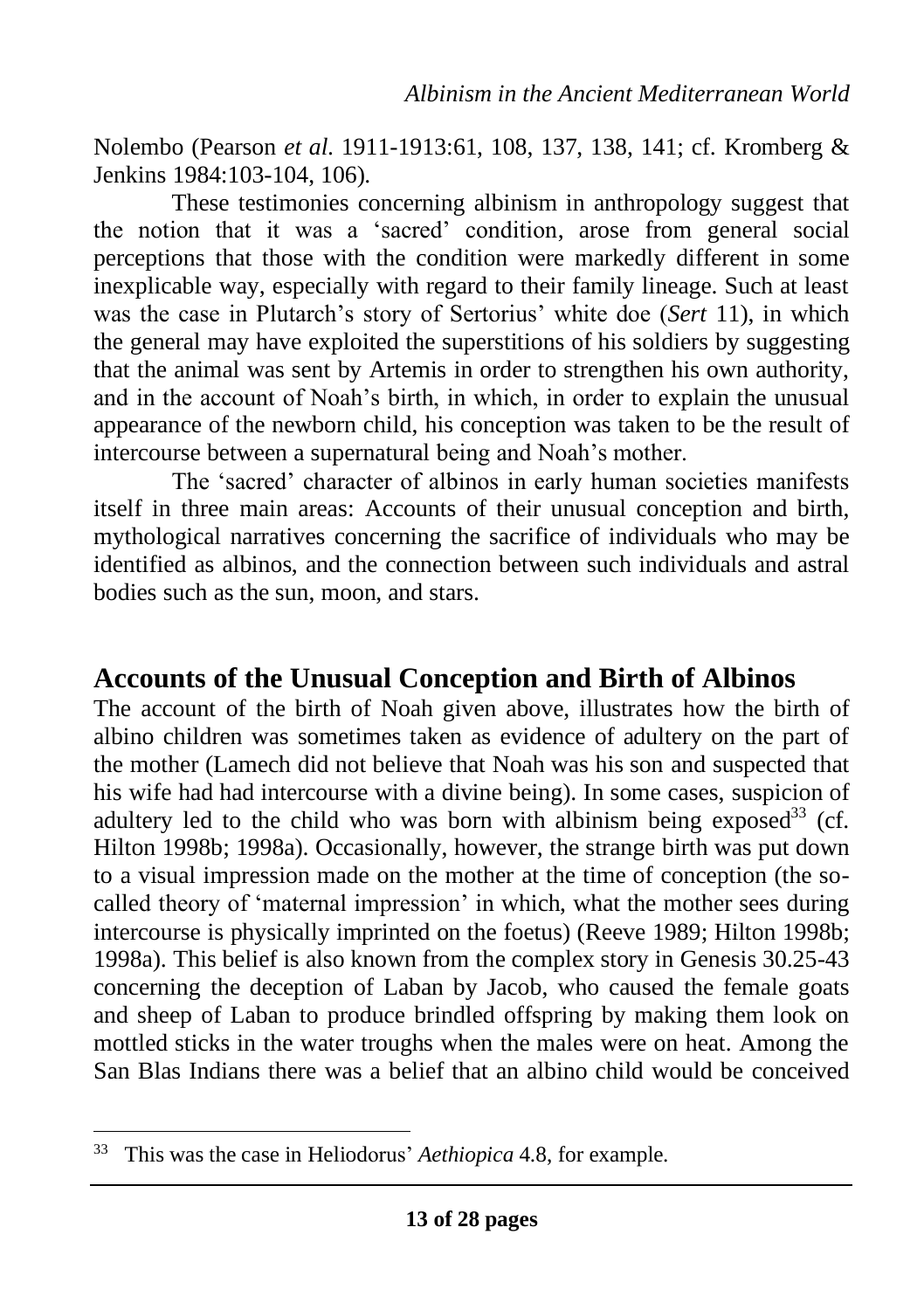Nolembo (Pearson *et al.* 1911-1913:61, 108, 137, 138, 141; cf. Kromberg & Jenkins 1984:103-104, 106).

These testimonies concerning albinism in anthropology suggest that the notion that it was a 'sacred' condition, arose from general social perceptions that those with the condition were markedly different in some inexplicable way, especially with regard to their family lineage. Such at least was the case in Plutarch's story of Sertorius' white doe (*Sert* 11), in which the general may have exploited the superstitions of his soldiers by suggesting that the animal was sent by Artemis in order to strengthen his own authority, and in the account of Noah's birth, in which, in order to explain the unusual appearance of the newborn child, his conception was taken to be the result of intercourse between a supernatural being and Noah's mother.

The 'sacred' character of albinos in early human societies manifests itself in three main areas: Accounts of their unusual conception and birth, mythological narratives concerning the sacrifice of individuals who may be identified as albinos, and the connection between such individuals and astral bodies such as the sun, moon, and stars.

## Accounts of the Unusual Conception and Birth of Albinos

The account of the birth of Noah given above, illustrates how the birth of albino children was sometimes taken as evidence of adultery on the part of the mother (Lamech did not believe that Noah was his son and suspected that his wife had had intercourse with a divine being). In some cases, suspicion of adultery led to the child who was born with albinism being exposed[33] (cf. Hilton 1998b; 1998a). Occasionally, however, the strange birth was put down to a visual impression made on the mother at the time of conception (the so-called theory of 'maternal impression' in which, what the mother sees during intercourse is physically imprinted on the foetus) (Reeve 1989; Hilton 1998b; 1998a). This belief is also known from the complex story in Genesis 30.25-43 concerning the deception of Laban by Jacob, who caused the female goats and sheep of Laban to produce brindled offspring by making them look on mottled sticks in the water troughs when the males were on heat. Among the San Blas Indians there was a belief that an albino child would be conceived

[33] This was the case in Heliodorus' *Aethiopica* 4.8, for example.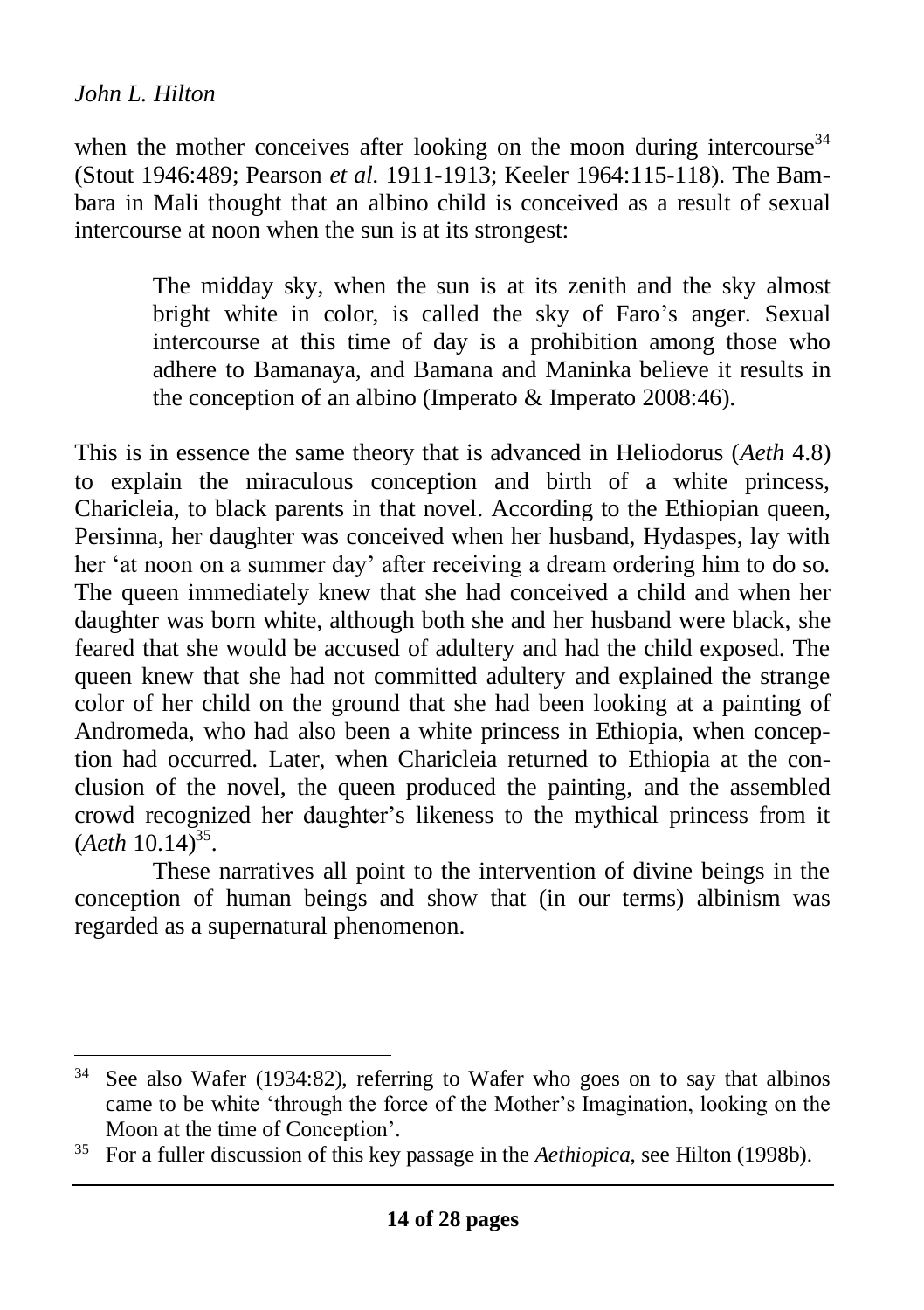when the mother conceives after looking on the moon during intercourse[34] (Stout 1946:489; Pearson *et al.* 1911-1913; Keeler 1964:115-118). The Bambara in Mali thought that an albino child is conceived as a result of sexual intercourse at noon when the sun is at its strongest:

> The midday sky, when the sun is at its zenith and the sky almost bright white in color, is called the sky of Faro's anger. Sexual intercourse at this time of day is a prohibition among those who adhere to Bamanaya, and Bamana and Maninka believe it results in the conception of an albino (Imperato & Imperato 2008:46).

This is in essence the same theory that is advanced in Heliodorus (*Aeth* 4.8) to explain the miraculous conception and birth of a white princess, Charicleia, to black parents in that novel. According to the Ethiopian queen, Persinna, her daughter was conceived when her husband, Hydaspes, lay with her 'at noon on a summer day' after receiving a dream ordering him to do so. The queen immediately knew that she had conceived a child and when her daughter was born white, although both she and her husband were black, she feared that she would be accused of adultery and had the child exposed. The queen knew that she had not committed adultery and explained the strange color of her child on the ground that she had been looking at a painting of Andromeda, who had also been a white princess in Ethiopia, when conception had occurred. Later, when Charicleia returned to Ethiopia at the conclusion of the novel, the queen produced the painting, and the assembled crowd recognized her daughter's likeness to the mythical princess from it (*Aeth* 10.14)[35].

These narratives all point to the intervention of divine beings in the conception of human beings and show that (in our terms) albinism was regarded as a supernatural phenomenon.

---

[34] See also Wafer (1934:82), referring to Wafer who goes on to say that albinos came to be white 'through the force of the Mother's Imagination, looking on the Moon at the time of Conception'.

[35] For a fuller discussion of this key passage in the *Aethiopica*, see Hilton (1998b).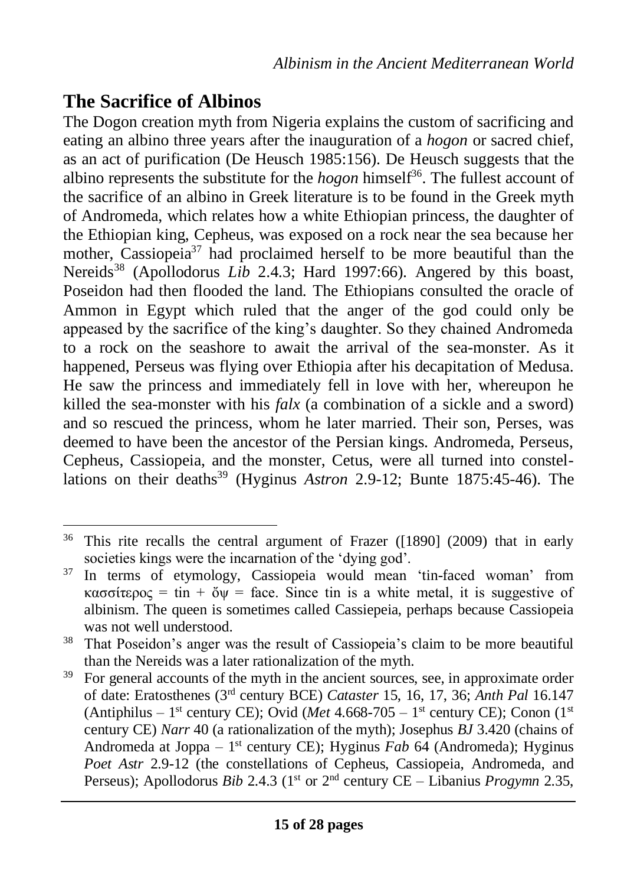## The Sacrifice of Albinos

The Dogon creation myth from Nigeria explains the custom of sacrificing and eating an albino three years after the inauguration of a *hogon* or sacred chief, as an act of purification (De Heusch 1985:156). De Heusch suggests that the albino represents the substitute for the *hogon* himself[36]. The fullest account of the sacrifice of an albino in Greek literature is to be found in the Greek myth of Andromeda, which relates how a white Ethiopian princess, the daughter of the Ethiopian king, Cepheus, was exposed on a rock near the sea because her mother, Cassiopeia[37] had proclaimed herself to be more beautiful than the Nereids[38] (Apollodorus *Lib* 2.4.3; Hard 1997:66). Angered by this boast, Poseidon had then flooded the land. The Ethiopians consulted the oracle of Ammon in Egypt which ruled that the anger of the god could only be appeased by the sacrifice of the king's daughter. So they chained Andromeda to a rock on the seashore to await the arrival of the sea-monster. As it happened, Perseus was flying over Ethiopia after his decapitation of Medusa. He saw the princess and immediately fell in love with her, whereupon he killed the sea-monster with his *falx* (a combination of a sickle and a sword) and so rescued the princess, whom he later married. Their son, Perses, was deemed to have been the ancestor of the Persian kings. Andromeda, Perseus, Cepheus, Cassiopeia, and the monster, Cetus, were all turned into constellations on their deaths[39] (Hyginus *Astron* 2.9-12; Bunte 1875:45-46). The

---

[36] This rite recalls the central argument of Frazer ([1890] (2009) that in early societies kings were the incarnation of the 'dying god'.

[37] In terms of etymology, Cassiopeia would mean 'tin-faced woman' from κασσίτερος = tin + ὄψ = face. Since tin is a white metal, it is suggestive of albinism. The queen is sometimes called Cassiepeia, perhaps because Cassiopeia was not well understood.

[38] That Poseidon's anger was the result of Cassiopeia's claim to be more beautiful than the Nereids was a later rationalization of the myth.

[39] For general accounts of the myth in the ancient sources, see, in approximate order of date: Eratosthenes (3rd century BCE) *Cataster* 15, 16, 17, 36; *Anth Pal* 16.147 (Antiphilus – 1st century CE); Ovid (*Met* 4.668-705 – 1st century CE); Conon (1st century CE) *Narr* 40 (a rationalization of the myth); Josephus *BJ* 3.420 (chains of Andromeda at Joppa – 1st century CE); Hyginus *Fab* 64 (Andromeda); Hyginus *Poet Astr* 2.9-12 (the constellations of Cepheus, Cassiopeia, Andromeda, and Perseus); Apollodorus *Bib* 2.4.3 (1st or 2nd century CE – Libanius *Progymn* 2.35,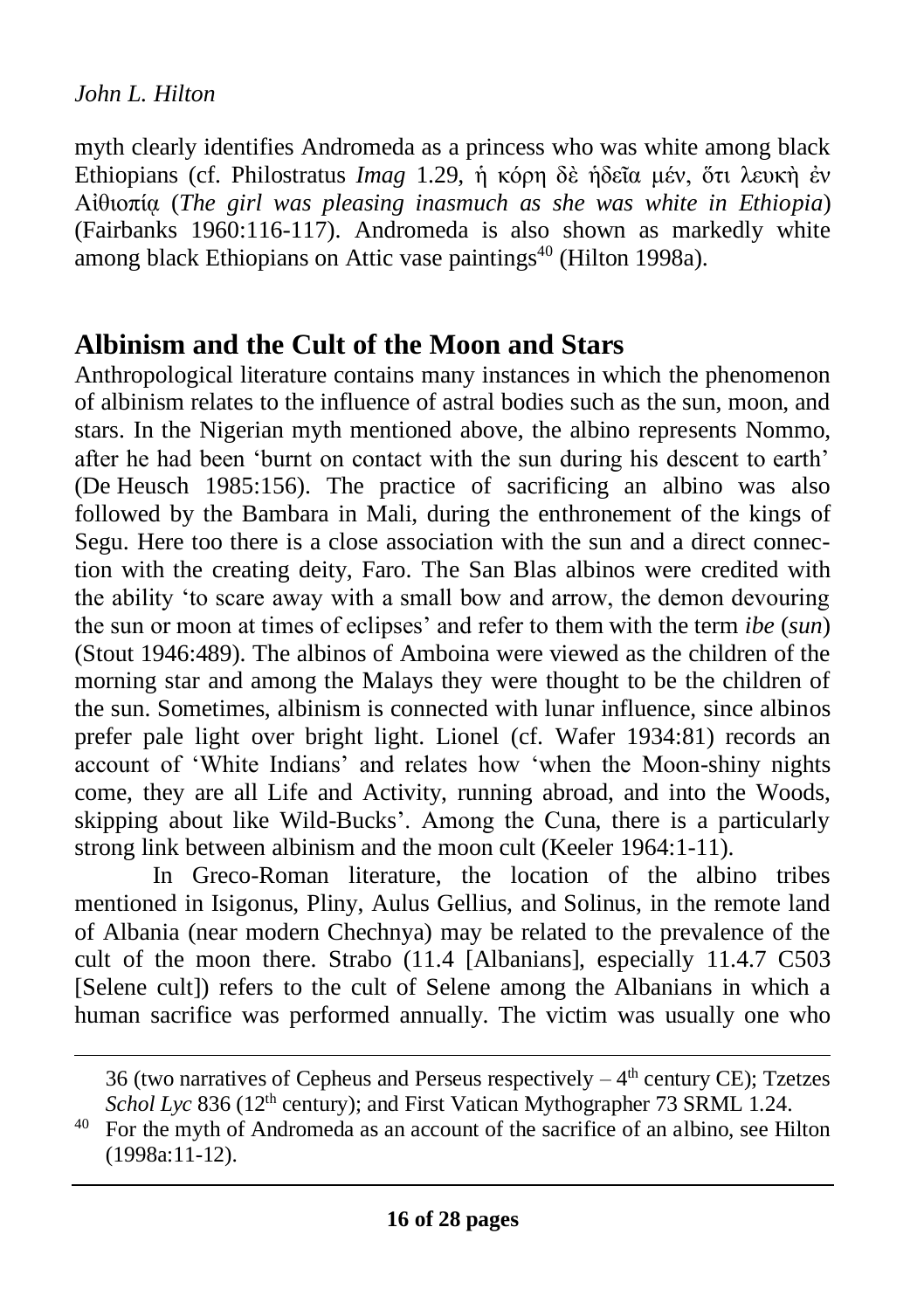myth clearly identifies Andromeda as a princess who was white among black Ethiopians (cf. Philostratus *Imag* 1.29, ἡ κόρη δὲ ἡδεῖα μέν, ὅτι λευκὴ ἐν Αἰθιοπίᾳ (*The girl was pleasing inasmuch as she was white in Ethiopia*) (Fairbanks 1960:116-117). Andromeda is also shown as markedly white among black Ethiopians on Attic vase paintings[40] (Hilton 1998a).

## Albinism and the Cult of the Moon and Stars

Anthropological literature contains many instances in which the phenomenon of albinism relates to the influence of astral bodies such as the sun, moon, and stars. In the Nigerian myth mentioned above, the albino represents Nommo, after he had been 'burnt on contact with the sun during his descent to earth' (De Heusch 1985:156). The practice of sacrificing an albino was also followed by the Bambara in Mali, during the enthronement of the kings of Segu. Here too there is a close association with the sun and a direct connection with the creating deity, Faro. The San Blas albinos were credited with the ability 'to scare away with a small bow and arrow, the demon devouring the sun or moon at times of eclipses' and refer to them with the term *ibe* (*sun*) (Stout 1946:489). The albinos of Amboina were viewed as the children of the morning star and among the Malays they were thought to be the children of the sun. Sometimes, albinism is connected with lunar influence, since albinos prefer pale light over bright light. Lionel (cf. Wafer 1934:81) records an account of 'White Indians' and relates how 'when the Moon-shiny nights come, they are all Life and Activity, running abroad, and into the Woods, skipping about like Wild-Bucks'. Among the Cuna, there is a particularly strong link between albinism and the moon cult (Keeler 1964:1-11).

In Greco-Roman literature, the location of the albino tribes mentioned in Isigonus, Pliny, Aulus Gellius, and Solinus, in the remote land of Albania (near modern Chechnya) may be related to the prevalence of the cult of the moon there. Strabo (11.4 [Albanians], especially 11.4.7 C503 [Selene cult]) refers to the cult of Selene among the Albanians in which a human sacrifice was performed annually. The victim was usually one who

---

36 (two narratives of Cepheus and Perseus respectively – 4th century CE); Tzetzes *Schol Lyc* 836 (12th century); and First Vatican Mythographer 73 SRML 1.24.

[40] For the myth of Andromeda as an account of the sacrifice of an albino, see Hilton (1998a:11-12).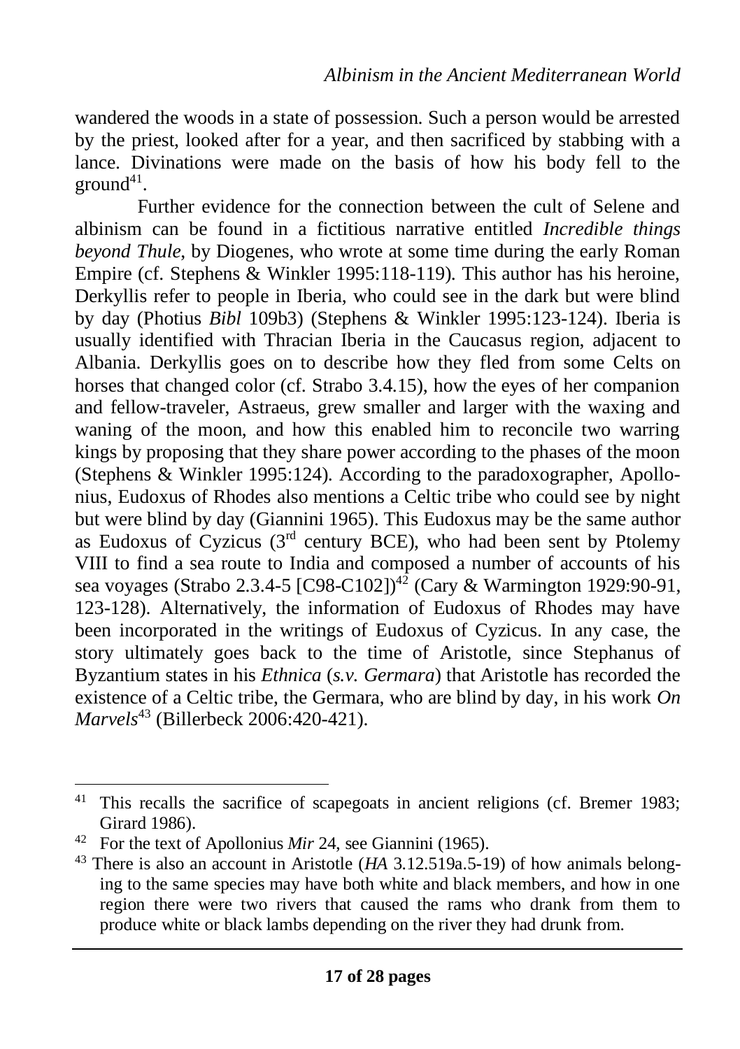wandered the woods in a state of possession. Such a person would be arrested by the priest, looked after for a year, and then sacrificed by stabbing with a lance. Divinations were made on the basis of how his body fell to the ground[41].

Further evidence for the connection between the cult of Selene and albinism can be found in a fictitious narrative entitled *Incredible things beyond Thule*, by Diogenes, who wrote at some time during the early Roman Empire (cf. Stephens & Winkler 1995:118-119). This author has his heroine, Derkyllis refer to people in Iberia, who could see in the dark but were blind by day (Photius *Bibl* 109b3) (Stephens & Winkler 1995:123-124). Iberia is usually identified with Thracian Iberia in the Caucasus region, adjacent to Albania. Derkyllis goes on to describe how they fled from some Celts on horses that changed color (cf. Strabo 3.4.15), how the eyes of her companion and fellow-traveler, Astraeus, grew smaller and larger with the waxing and waning of the moon, and how this enabled him to reconcile two warring kings by proposing that they share power according to the phases of the moon (Stephens & Winkler 1995:124). According to the paradoxographer, Apollonius, Eudoxus of Rhodes also mentions a Celtic tribe who could see by night but were blind by day (Giannini 1965). This Eudoxus may be the same author as Eudoxus of Cyzicus (3rd century BCE), who had been sent by Ptolemy VIII to find a sea route to India and composed a number of accounts of his sea voyages (Strabo 2.3.4-5 [C98-C102])[42] (Cary & Warmington 1929:90-91, 123-128). Alternatively, the information of Eudoxus of Rhodes may have been incorporated in the writings of Eudoxus of Cyzicus. In any case, the story ultimately goes back to the time of Aristotle, since Stephanus of Byzantium states in his *Ethnica* (*s.v. Germara*) that Aristotle has recorded the existence of a Celtic tribe, the Germara, who are blind by day, in his work *On Marvels*[43] (Billerbeck 2006:420-421).

---

[41] This recalls the sacrifice of scapegoats in ancient religions (cf. Bremer 1983; Girard 1986).

[42] For the text of Apollonius *Mir* 24, see Giannini (1965).

[43] There is also an account in Aristotle (*HA* 3.12.519a.5-19) of how animals belonging to the same species may have both white and black members, and how in one region there were two rivers that caused the rams who drank from them to produce white or black lambs depending on the river they had drunk from.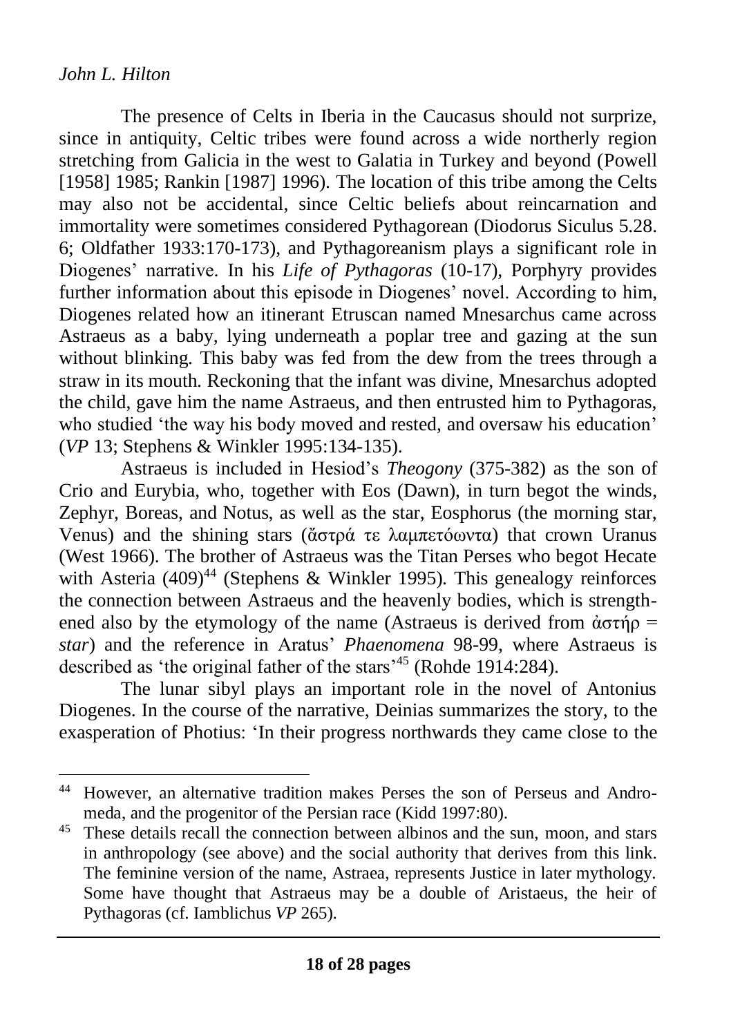The presence of Celts in Iberia in the Caucasus should not surprize, since in antiquity, Celtic tribes were found across a wide northerly region stretching from Galicia in the west to Galatia in Turkey and beyond (Powell [1958] 1985; Rankin [1987] 1996). The location of this tribe among the Celts may also not be accidental, since Celtic beliefs about reincarnation and immortality were sometimes considered Pythagorean (Diodorus Siculus 5.28. 6; Oldfather 1933:170-173), and Pythagoreanism plays a significant role in Diogenes' narrative. In his *Life of Pythagoras* (10-17), Porphyry provides further information about this episode in Diogenes' novel. According to him, Diogenes related how an itinerant Etruscan named Mnesarchus came across Astraeus as a baby, lying underneath a poplar tree and gazing at the sun without blinking. This baby was fed from the dew from the trees through a straw in its mouth. Reckoning that the infant was divine, Mnesarchus adopted the child, gave him the name Astraeus, and then entrusted him to Pythagoras, who studied 'the way his body moved and rested, and oversaw his education' (*VP* 13; Stephens & Winkler 1995:134-135).

Astraeus is included in Hesiod's *Theogony* (375-382) as the son of Crio and Eurybia, who, together with Eos (Dawn), in turn begot the winds, Zephyr, Boreas, and Notus, as well as the star, Eosphorus (the morning star, Venus) and the shining stars (ἄστρά τε λαμπετόωντα) that crown Uranus (West 1966). The brother of Astraeus was the Titan Perses who begot Hecate with Asteria (409)[44] (Stephens & Winkler 1995). This genealogy reinforces the connection between Astraeus and the heavenly bodies, which is strengthened also by the etymology of the name (Astraeus is derived from ἀστήρ = *star*) and the reference in Aratus' *Phaenomena* 98-99, where Astraeus is described as 'the original father of the stars'[45] (Rohde 1914:284).

The lunar sibyl plays an important role in the novel of Antonius Diogenes. In the course of the narrative, Deinias summarizes the story, to the exasperation of Photius: 'In their progress northwards they came close to the

---

[44] However, an alternative tradition makes Perses the son of Perseus and Andromeda, and the progenitor of the Persian race (Kidd 1997:80).

[45] These details recall the connection between albinos and the sun, moon, and stars in anthropology (see above) and the social authority that derives from this link. The feminine version of the name, Astraea, represents Justice in later mythology. Some have thought that Astraeus may be a double of Aristaeus, the heir of Pythagoras (cf. Iamblichus *VP* 265).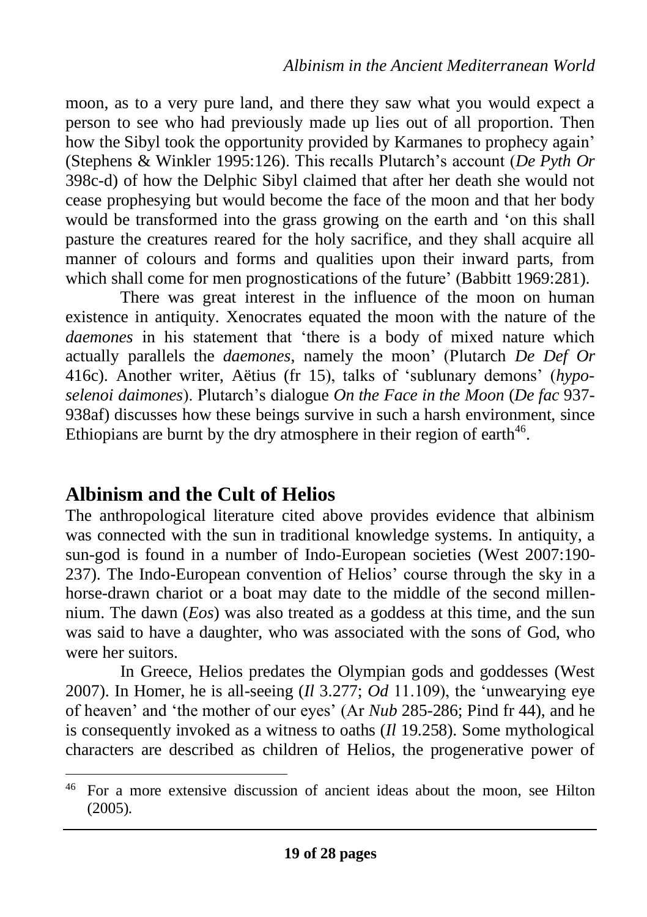moon, as to a very pure land, and there they saw what you would expect a person to see who had previously made up lies out of all proportion. Then how the Sibyl took the opportunity provided by Karmanes to prophecy again' (Stephens & Winkler 1995:126). This recalls Plutarch's account (*De Pyth Or* 398c-d) of how the Delphic Sibyl claimed that after her death she would not cease prophesying but would become the face of the moon and that her body would be transformed into the grass growing on the earth and 'on this shall pasture the creatures reared for the holy sacrifice, and they shall acquire all manner of colours and forms and qualities upon their inward parts, from which shall come for men prognostications of the future' (Babbitt 1969:281).

There was great interest in the influence of the moon on human existence in antiquity. Xenocrates equated the moon with the nature of the *daemones* in his statement that 'there is a body of mixed nature which actually parallels the *daemones*, namely the moon' (Plutarch *De Def Or* 416c). Another writer, Aëtius (fr 15), talks of 'sublunary demons' (*hypo-selenoi daimones*). Plutarch's dialogue *On the Face in the Moon* (*De fac* 937-938af) discusses how these beings survive in such a harsh environment, since Ethiopians are burnt by the dry atmosphere in their region of earth[46].

## Albinism and the Cult of Helios

The anthropological literature cited above provides evidence that albinism was connected with the sun in traditional knowledge systems. In antiquity, a sun-god is found in a number of Indo-European societies (West 2007:190-237). The Indo-European convention of Helios' course through the sky in a horse-drawn chariot or a boat may date to the middle of the second millennium. The dawn (*Eos*) was also treated as a goddess at this time, and the sun was said to have a daughter, who was associated with the sons of God, who were her suitors.

In Greece, Helios predates the Olympian gods and goddesses (West 2007). In Homer, he is all-seeing (*Il* 3.277; *Od* 11.109), the 'unwearying eye of heaven' and 'the mother of our eyes' (Ar *Nub* 285-286; Pind fr 44), and he is consequently invoked as a witness to oaths (*Il* 19.258). Some mythological characters are described as children of Helios, the progenerative power of

---

[46] For a more extensive discussion of ancient ideas about the moon, see Hilton (2005).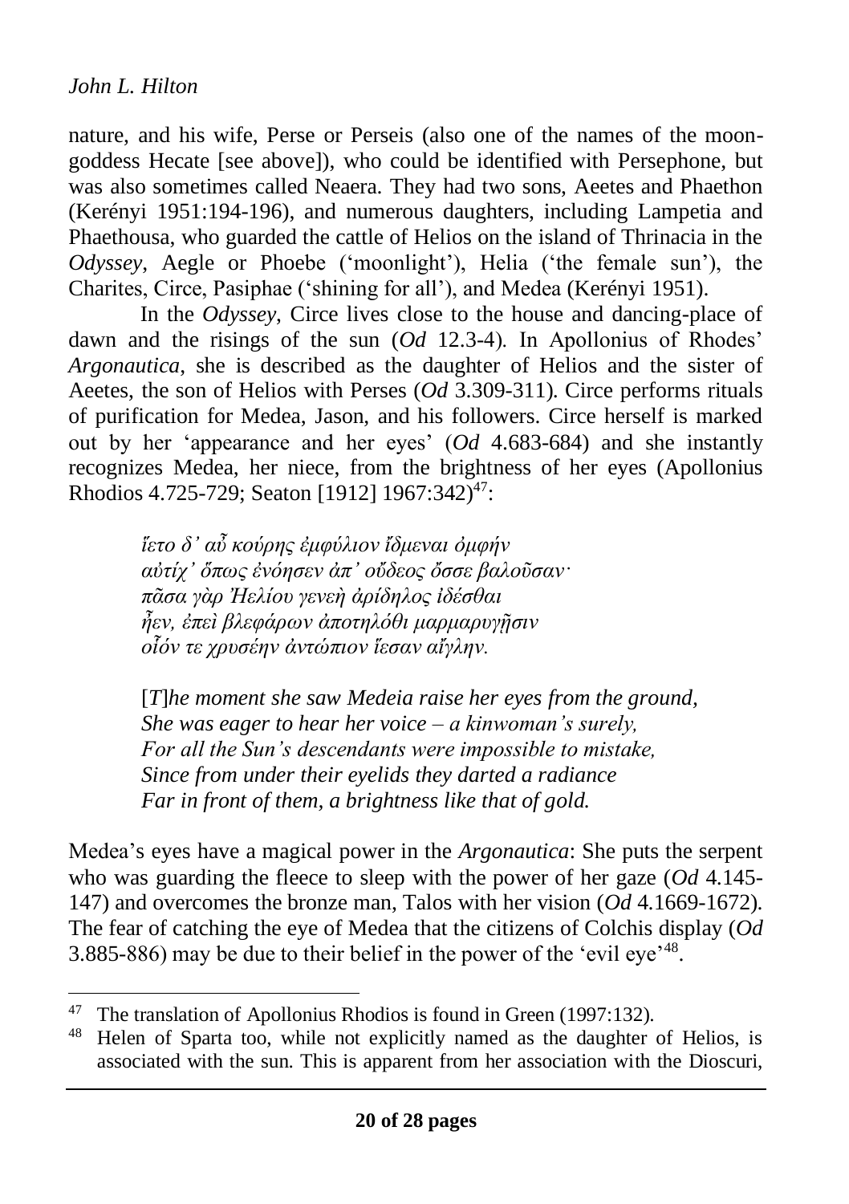nature, and his wife, Perse or Perseis (also one of the names of the moon-goddess Hecate [see above]), who could be identified with Persephone, but was also sometimes called Neaera. They had two sons, Aeetes and Phaethon (Kerényi 1951:194-196), and numerous daughters, including Lampetia and Phaethousa, who guarded the cattle of Helios on the island of Thrinacia in the *Odyssey*, Aegle or Phoebe ('moonlight'), Helia ('the female sun'), the Charites, Circe, Pasiphae ('shining for all'), and Medea (Kerényi 1951).

In the *Odyssey*, Circe lives close to the house and dancing-place of dawn and the risings of the sun (*Od* 12.3-4). In Apollonius of Rhodes' *Argonautica*, she is described as the daughter of Helios and the sister of Aeetes, the son of Helios with Perses (*Od* 3.309-311). Circe performs rituals of purification for Medea, Jason, and his followers. Circe herself is marked out by her 'appearance and her eyes' (*Od* 4.683-684) and she instantly recognizes Medea, her niece, from the brightness of her eyes (Apollonius Rhodios 4.725-729; Seaton [1912] 1967:342)[47]:

> *ἵετο δ' αὖ κούρης ἐμφύλιον ἴδμεναι ὀμφήν*
> *αὐτίχ' ὅπως ἐνόησεν ἀπ' οὔδεος ὄσσε βαλοῦσαν·*
> *πᾶσα γὰρ Ἠελίου γενεὴ ἀρίδηλος ἰδέσθαι*
> *ἦεν, ἐπεὶ βλεφάρων ἀποτηλόθι μαρμαρυγῇσιν*
> *οἷόν τε χρυσέην ἀντώπιον ἵεσαν αἴγλην.*
>
> [*T*]*he moment she saw Medeia raise her eyes from the ground,*
> *She was eager to hear her voice – a kinwoman's surely,*
> *For all the Sun's descendants were impossible to mistake,*
> *Since from under their eyelids they darted a radiance*
> *Far in front of them, a brightness like that of gold.*

Medea's eyes have a magical power in the *Argonautica*: She puts the serpent who was guarding the fleece to sleep with the power of her gaze (*Od* 4.145-147) and overcomes the bronze man, Talos with her vision (*Od* 4.1669-1672). The fear of catching the eye of Medea that the citizens of Colchis display (*Od* 3.885-886) may be due to their belief in the power of the 'evil eye'[48].

---

[47] The translation of Apollonius Rhodios is found in Green (1997:132).

[48] Helen of Sparta too, while not explicitly named as the daughter of Helios, is associated with the sun. This is apparent from her association with the Dioscuri,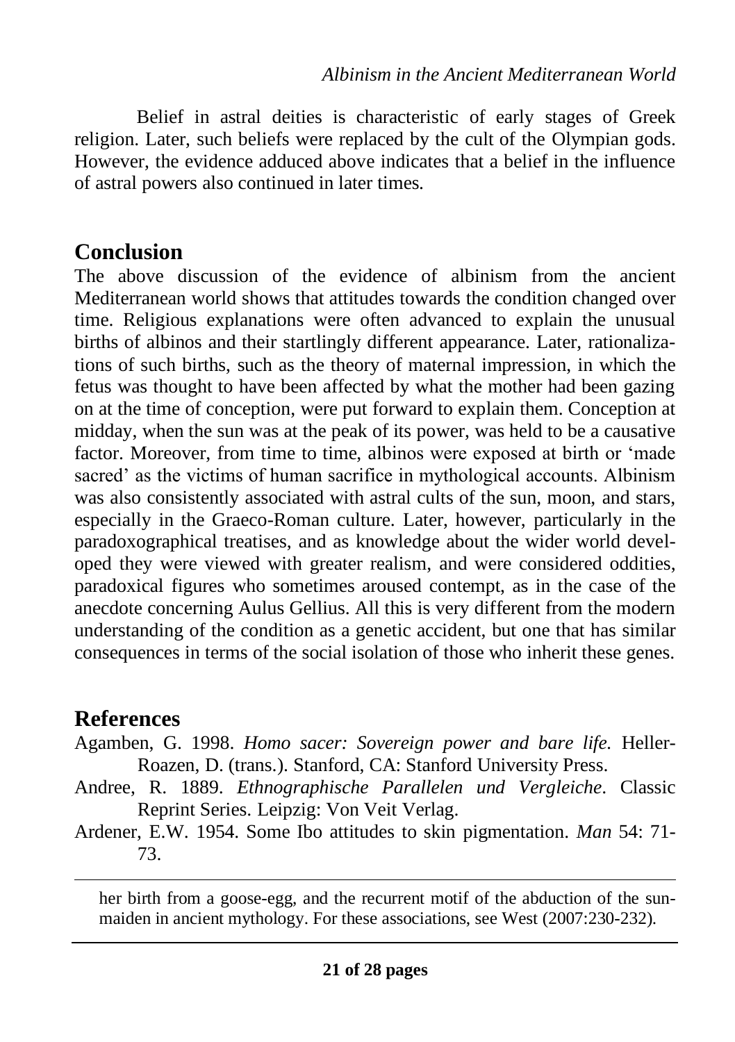Belief in astral deities is characteristic of early stages of Greek religion. Later, such beliefs were replaced by the cult of the Olympian gods. However, the evidence adduced above indicates that a belief in the influence of astral powers also continued in later times.

## Conclusion

The above discussion of the evidence of albinism from the ancient Mediterranean world shows that attitudes towards the condition changed over time. Religious explanations were often advanced to explain the unusual births of albinos and their startlingly different appearance. Later, rationalizations of such births, such as the theory of maternal impression, in which the fetus was thought to have been affected by what the mother had been gazing on at the time of conception, were put forward to explain them. Conception at midday, when the sun was at the peak of its power, was held to be a causative factor. Moreover, from time to time, albinos were exposed at birth or 'made sacred' as the victims of human sacrifice in mythological accounts. Albinism was also consistently associated with astral cults of the sun, moon, and stars, especially in the Graeco-Roman culture. Later, however, particularly in the paradoxographical treatises, and as knowledge about the wider world developed they were viewed with greater realism, and were considered oddities, paradoxical figures who sometimes aroused contempt, as in the case of the anecdote concerning Aulus Gellius. All this is very different from the modern understanding of the condition as a genetic accident, but one that has similar consequences in terms of the social isolation of those who inherit these genes.

## References

Agamben, G. 1998. *Homo sacer: Sovereign power and bare life.* Heller-Roazen, D. (trans.). Stanford, CA: Stanford University Press.

Andree, R. 1889. *Ethnographische Parallelen und Vergleiche*. Classic Reprint Series. Leipzig: Von Veit Verlag.

Ardener, E.W. 1954. Some Ibo attitudes to skin pigmentation. *Man* 54: 71-73.

---

her birth from a goose-egg, and the recurrent motif of the abduction of the sun-maiden in ancient mythology. For these associations, see West (2007:230-232).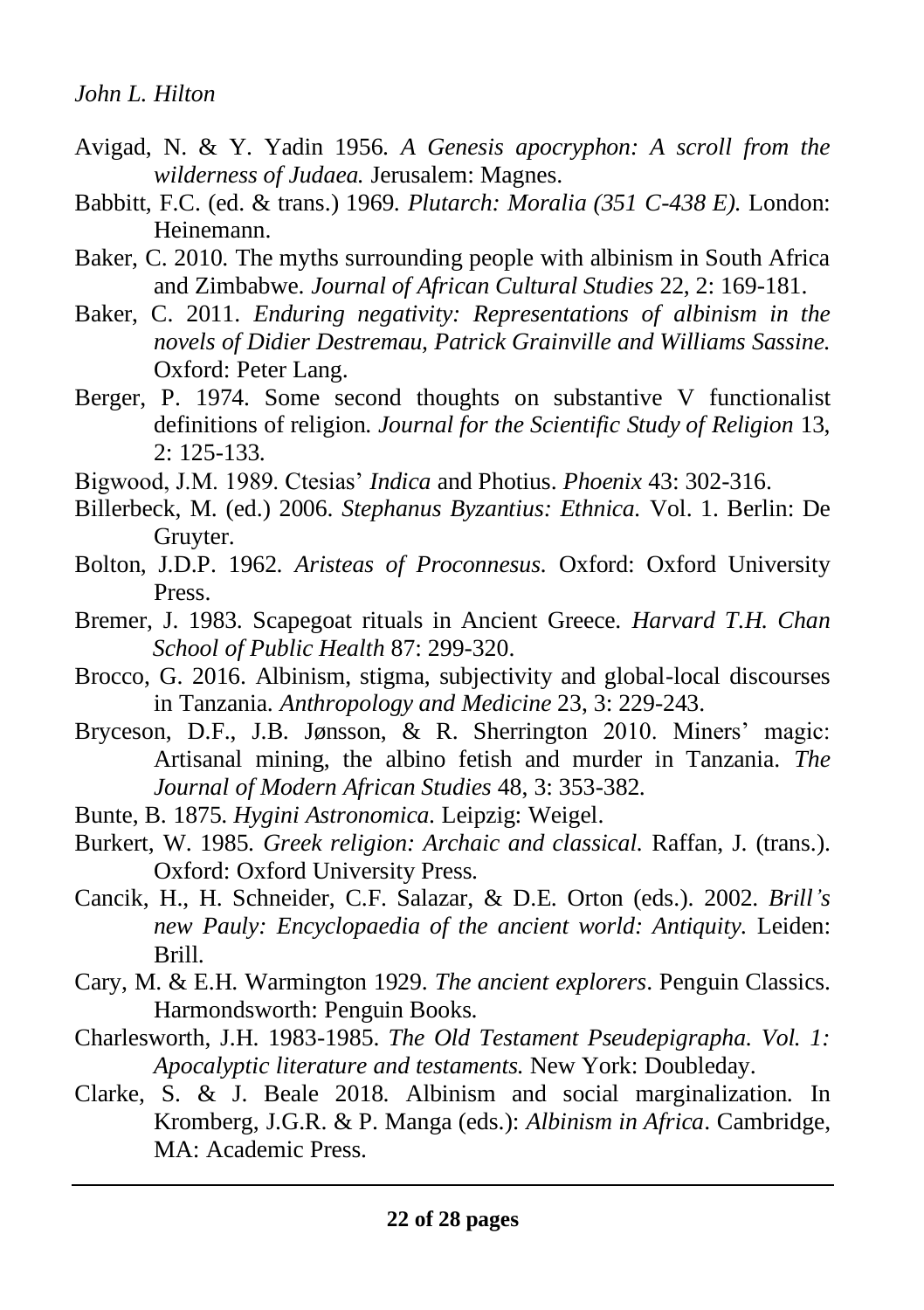Avigad, N. & Y. Yadin 1956. *A Genesis apocryphon: A scroll from the wilderness of Judaea.* Jerusalem: Magnes.

Babbitt, F.C. (ed. & trans.) 1969. *Plutarch: Moralia (351 C-438 E).* London: Heinemann.

Baker, C. 2010. The myths surrounding people with albinism in South Africa and Zimbabwe. *Journal of African Cultural Studies* 22, 2: 169-181.

Baker, C. 2011. *Enduring negativity: Representations of albinism in the novels of Didier Destremau, Patrick Grainville and Williams Sassine.* Oxford: Peter Lang.

Berger, P. 1974. Some second thoughts on substantive V functionalist definitions of religion. *Journal for the Scientific Study of Religion* 13, 2: 125-133.

Bigwood, J.M. 1989. Ctesias' *Indica* and Photius. *Phoenix* 43: 302-316.

Billerbeck, M. (ed.) 2006. *Stephanus Byzantius: Ethnica.* Vol. 1. Berlin: De Gruyter.

Bolton, J.D.P. 1962. *Aristeas of Proconnesus.* Oxford: Oxford University Press.

Bremer, J. 1983. Scapegoat rituals in Ancient Greece. *Harvard T.H. Chan School of Public Health* 87: 299-320.

Brocco, G. 2016. Albinism, stigma, subjectivity and global-local discourses in Tanzania. *Anthropology and Medicine* 23, 3: 229-243.

Bryceson, D.F., J.B. Jønsson, & R. Sherrington 2010. Miners' magic: Artisanal mining, the albino fetish and murder in Tanzania. *The Journal of Modern African Studies* 48, 3: 353-382.

Bunte, B. 1875. *Hygini Astronomica.* Leipzig: Weigel.

Burkert, W. 1985. *Greek religion: Archaic and classical.* Raffan, J. (trans.). Oxford: Oxford University Press.

Cancik, H., H. Schneider, C.F. Salazar, & D.E. Orton (eds.). 2002. *Brill's new Pauly: Encyclopaedia of the ancient world: Antiquity.* Leiden: Brill.

Cary, M. & E.H. Warmington 1929. *The ancient explorers*. Penguin Classics. Harmondsworth: Penguin Books.

Charlesworth, J.H. 1983-1985. *The Old Testament Pseudepigrapha. Vol. 1: Apocalyptic literature and testaments.* New York: Doubleday.

Clarke, S. & J. Beale 2018. Albinism and social marginalization. In Kromberg, J.G.R. & P. Manga (eds.): *Albinism in Africa*. Cambridge, MA: Academic Press.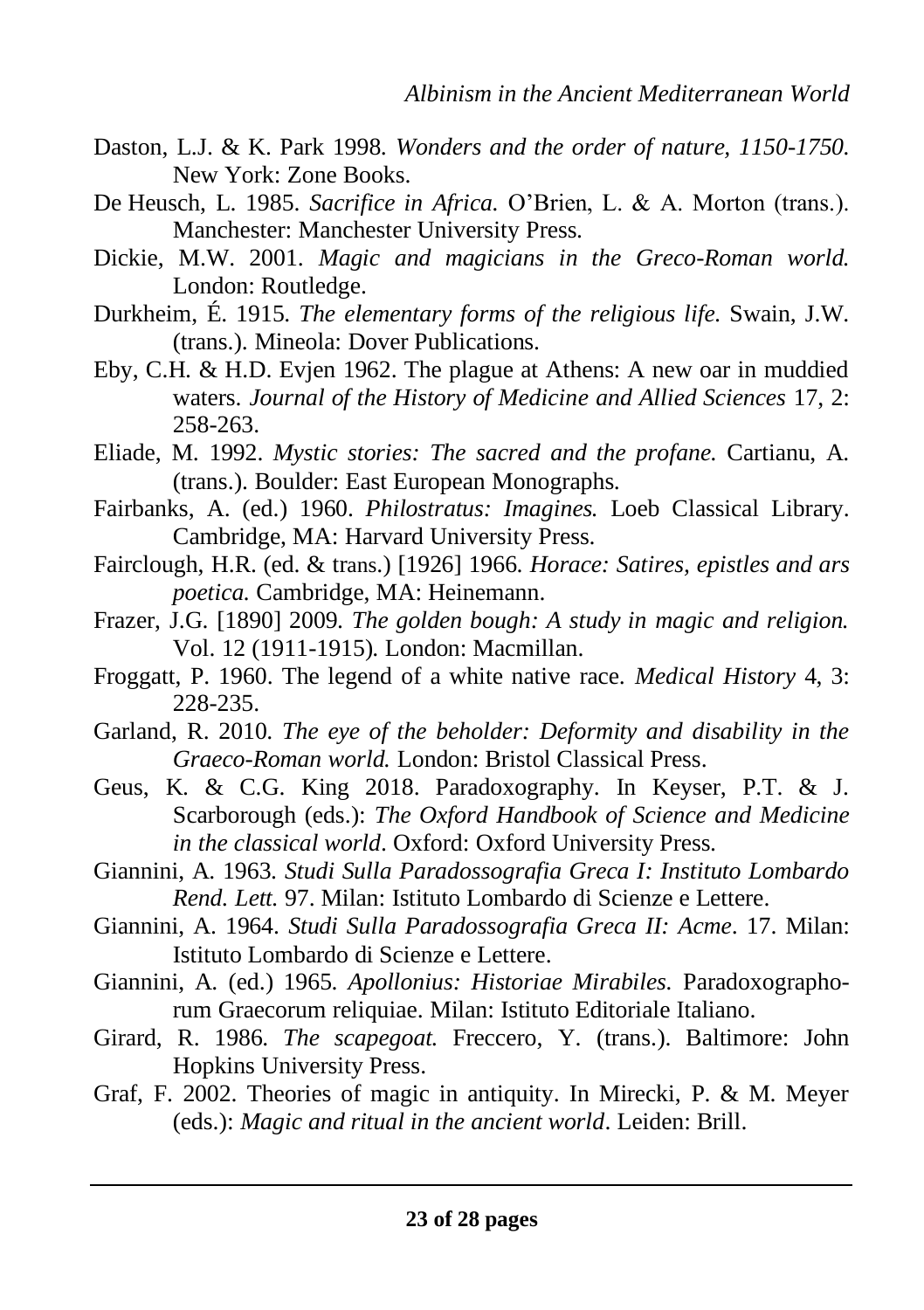Daston, L.J. & K. Park 1998. *Wonders and the order of nature, 1150-1750*. New York: Zone Books.

De Heusch, L. 1985. *Sacrifice in Africa*. O'Brien, L. & A. Morton (trans.). Manchester: Manchester University Press.

Dickie, M.W. 2001. *Magic and magicians in the Greco-Roman world.* London: Routledge.

Durkheim, É. 1915. *The elementary forms of the religious life*. Swain, J.W. (trans.). Mineola: Dover Publications.

Eby, C.H. & H.D. Evjen 1962. The plague at Athens: A new oar in muddied waters. *Journal of the History of Medicine and Allied Sciences* 17, 2: 258-263.

Eliade, M. 1992. *Mystic stories: The sacred and the profane.* Cartianu, A. (trans.). Boulder: East European Monographs.

Fairbanks, A. (ed.) 1960. *Philostratus: Imagines.* Loeb Classical Library. Cambridge, MA: Harvard University Press.

Fairclough, H.R. (ed. & trans.) [1926] 1966. *Horace: Satires, epistles and ars poetica.* Cambridge, MA: Heinemann.

Frazer, J.G. [1890] 2009. *The golden bough: A study in magic and religion.* Vol. 12 (1911-1915). London: Macmillan.

Froggatt, P. 1960. The legend of a white native race. *Medical History* 4, 3: 228-235.

Garland, R. 2010. *The eye of the beholder: Deformity and disability in the Graeco-Roman world.* London: Bristol Classical Press.

Geus, K. & C.G. King 2018. Paradoxography. In Keyser, P.T. & J. Scarborough (eds.): *The Oxford Handbook of Science and Medicine in the classical world*. Oxford: Oxford University Press.

Giannini, A. 1963. *Studi Sulla Paradossografia Greca I: Instituto Lombardo Rend. Lett.* 97. Milan: Istituto Lombardo di Scienze e Lettere.

Giannini, A. 1964. *Studi Sulla Paradossografia Greca II: Acme*. 17. Milan: Istituto Lombardo di Scienze e Lettere.

Giannini, A. (ed.) 1965. *Apollonius: Historiae Mirabiles.* Paradoxographorum Graecorum reliquiae. Milan: Istituto Editoriale Italiano.

Girard, R. 1986. *The scapegoat.* Freccero, Y. (trans.). Baltimore: John Hopkins University Press.

Graf, F. 2002. Theories of magic in antiquity. In Mirecki, P. & M. Meyer (eds.): *Magic and ritual in the ancient world*. Leiden: Brill.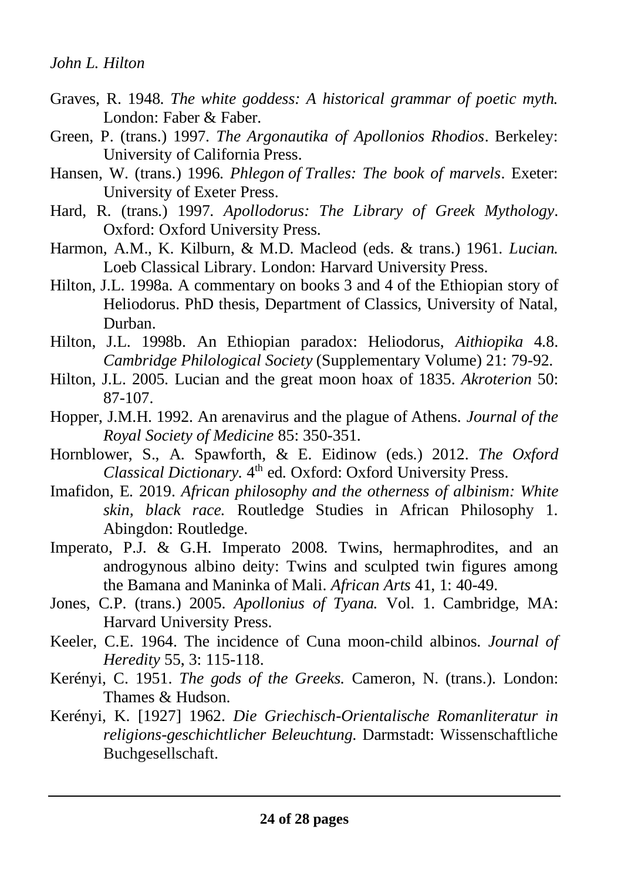Graves, R. 1948. *The white goddess: A historical grammar of poetic myth.* London: Faber & Faber.

Green, P. (trans.) 1997. *The Argonautika of Apollonios Rhodios*. Berkeley: University of California Press.

Hansen, W. (trans.) 1996. *Phlegon of Tralles: The book of marvels*. Exeter: University of Exeter Press.

Hard, R. (trans.) 1997. *Apollodorus: The Library of Greek Mythology*. Oxford: Oxford University Press.

Harmon, A.M., K. Kilburn, & M.D. Macleod (eds. & trans.) 1961. *Lucian.* Loeb Classical Library. London: Harvard University Press.

Hilton, J.L. 1998a. A commentary on books 3 and 4 of the Ethiopian story of Heliodorus. PhD thesis, Department of Classics, University of Natal, Durban.

Hilton, J.L. 1998b. An Ethiopian paradox: Heliodorus, *Aithiopika* 4.8. *Cambridge Philological Society* (Supplementary Volume) 21: 79-92.

Hilton, J.L. 2005. Lucian and the great moon hoax of 1835. *Akroterion* 50: 87-107.

Hopper, J.M.H. 1992. An arenavirus and the plague of Athens. *Journal of the Royal Society of Medicine* 85: 350-351.

Hornblower, S., A. Spawforth, & E. Eidinow (eds.) 2012. *The Oxford Classical Dictionary.* 4th ed. Oxford: Oxford University Press.

Imafidon, E. 2019. *African philosophy and the otherness of albinism: White skin, black race.* Routledge Studies in African Philosophy 1. Abingdon: Routledge.

Imperato, P.J. & G.H. Imperato 2008. Twins, hermaphrodites, and an androgynous albino deity: Twins and sculpted twin figures among the Bamana and Maninka of Mali. *African Arts* 41, 1: 40-49.

Jones, C.P. (trans.) 2005. *Apollonius of Tyana.* Vol. 1. Cambridge, MA: Harvard University Press.

Keeler, C.E. 1964. The incidence of Cuna moon-child albinos. *Journal of Heredity* 55, 3: 115-118.

Kerényi, C. 1951. *The gods of the Greeks.* Cameron, N. (trans.). London: Thames & Hudson.

Kerényi, K. [1927] 1962. *Die Griechisch-Orientalische Romanliteratur in religions-geschichtlicher Beleuchtung.* Darmstadt: Wissenschaftliche Buchgesellschaft.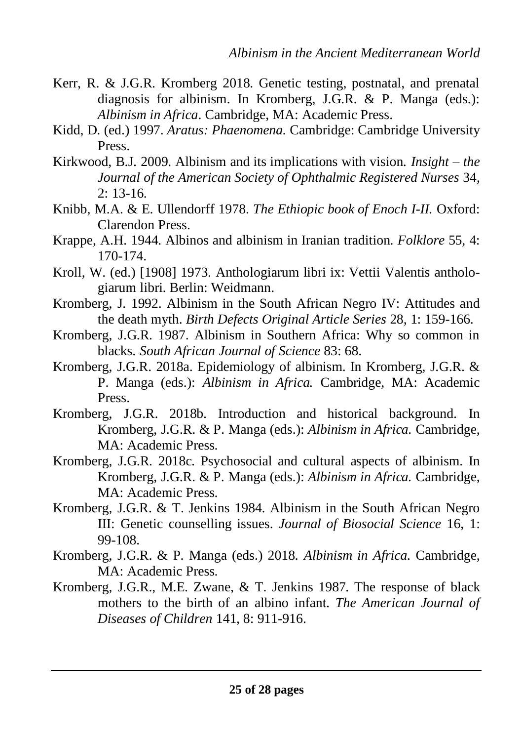Kerr, R. & J.G.R. Kromberg 2018. Genetic testing, postnatal, and prenatal diagnosis for albinism. In Kromberg, J.G.R. & P. Manga (eds.): *Albinism in Africa*. Cambridge, MA: Academic Press.

Kidd, D. (ed.) 1997. *Aratus: Phaenomena.* Cambridge: Cambridge University Press.

Kirkwood, B.J. 2009. Albinism and its implications with vision. *Insight – the Journal of the American Society of Ophthalmic Registered Nurses* 34, 2: 13-16.

Knibb, M.A. & E. Ullendorff 1978. *The Ethiopic book of Enoch I-II.* Oxford: Clarendon Press.

Krappe, A.H. 1944. Albinos and albinism in Iranian tradition. *Folklore* 55, 4: 170-174.

Kroll, W. (ed.) [1908] 1973. Anthologiarum libri ix: Vettii Valentis anthologiarum libri. Berlin: Weidmann.

Kromberg, J. 1992. Albinism in the South African Negro IV: Attitudes and the death myth. *Birth Defects Original Article Series* 28, 1: 159-166.

Kromberg, J.G.R. 1987. Albinism in Southern Africa: Why so common in blacks. *South African Journal of Science* 83: 68.

Kromberg, J.G.R. 2018a. Epidemiology of albinism. In Kromberg, J.G.R. & P. Manga (eds.): *Albinism in Africa.* Cambridge, MA: Academic Press.

Kromberg, J.G.R. 2018b. Introduction and historical background. In Kromberg, J.G.R. & P. Manga (eds.): *Albinism in Africa.* Cambridge, MA: Academic Press.

Kromberg, J.G.R. 2018c. Psychosocial and cultural aspects of albinism. In Kromberg, J.G.R. & P. Manga (eds.): *Albinism in Africa.* Cambridge, MA: Academic Press.

Kromberg, J.G.R. & T. Jenkins 1984. Albinism in the South African Negro III: Genetic counselling issues. *Journal of Biosocial Science* 16, 1: 99-108.

Kromberg, J.G.R. & P. Manga (eds.) 2018. *Albinism in Africa.* Cambridge, MA: Academic Press.

Kromberg, J.G.R., M.E. Zwane, & T. Jenkins 1987. The response of black mothers to the birth of an albino infant. *The American Journal of Diseases of Children* 141, 8: 911-916.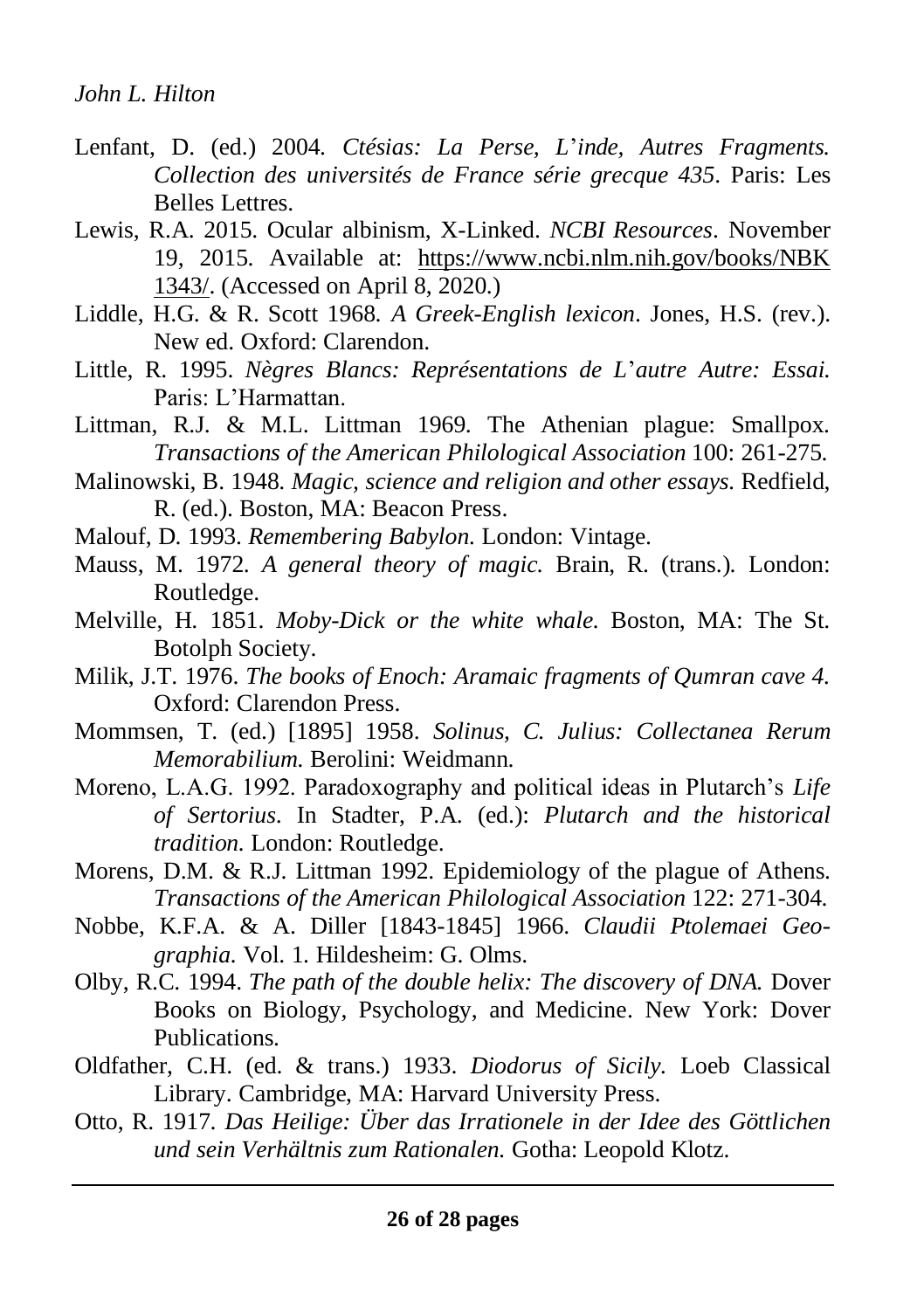Lenfant, D. (ed.) 2004. *Ctésias: La Perse, L'inde, Autres Fragments. Collection des universités de France série grecque 435*. Paris: Les Belles Lettres.

Lewis, R.A. 2015. Ocular albinism, X-Linked. *NCBI Resources*. November 19, 2015. Available at: https://www.ncbi.nlm.nih.gov/books/NBK1343/. (Accessed on April 8, 2020.)

Liddle, H.G. & R. Scott 1968. *A Greek-English lexicon*. Jones, H.S. (rev.). New ed. Oxford: Clarendon.

Little, R. 1995. *Nègres Blancs: Représentations de L'autre Autre: Essai.* Paris: L'Harmattan.

Littman, R.J. & M.L. Littman 1969. The Athenian plague: Smallpox. *Transactions of the American Philological Association* 100: 261-275.

Malinowski, B. 1948. *Magic, science and religion and other essays.* Redfield, R. (ed.). Boston, MA: Beacon Press.

Malouf, D. 1993. *Remembering Babylon.* London: Vintage.

Mauss, M. 1972. *A general theory of magic.* Brain, R. (trans.). London: Routledge.

Melville, H. 1851. *Moby-Dick or the white whale.* Boston, MA: The St. Botolph Society.

Milik, J.T. 1976. *The books of Enoch: Aramaic fragments of Qumran cave 4.* Oxford: Clarendon Press.

Mommsen, T. (ed.) [1895] 1958. *Solinus, C. Julius: Collectanea Rerum Memorabilium.* Berolini: Weidmann.

Moreno, L.A.G. 1992. Paradoxography and political ideas in Plutarch's *Life of Sertorius.* In Stadter, P.A. (ed.): *Plutarch and the historical tradition.* London: Routledge.

Morens, D.M. & R.J. Littman 1992. Epidemiology of the plague of Athens. *Transactions of the American Philological Association* 122: 271-304.

Nobbe, K.F.A. & A. Diller [1843-1845] 1966. *Claudii Ptolemaei Geographia.* Vol. 1. Hildesheim: G. Olms.

Olby, R.C. 1994. *The path of the double helix: The discovery of DNA.* Dover Books on Biology, Psychology, and Medicine. New York: Dover Publications.

Oldfather, C.H. (ed. & trans.) 1933. *Diodorus of Sicily.* Loeb Classical Library. Cambridge, MA: Harvard University Press.

Otto, R. 1917. *Das Heilige: Über das Irrationele in der Idee des Göttlichen und sein Verhältnis zum Rationalen.* Gotha: Leopold Klotz.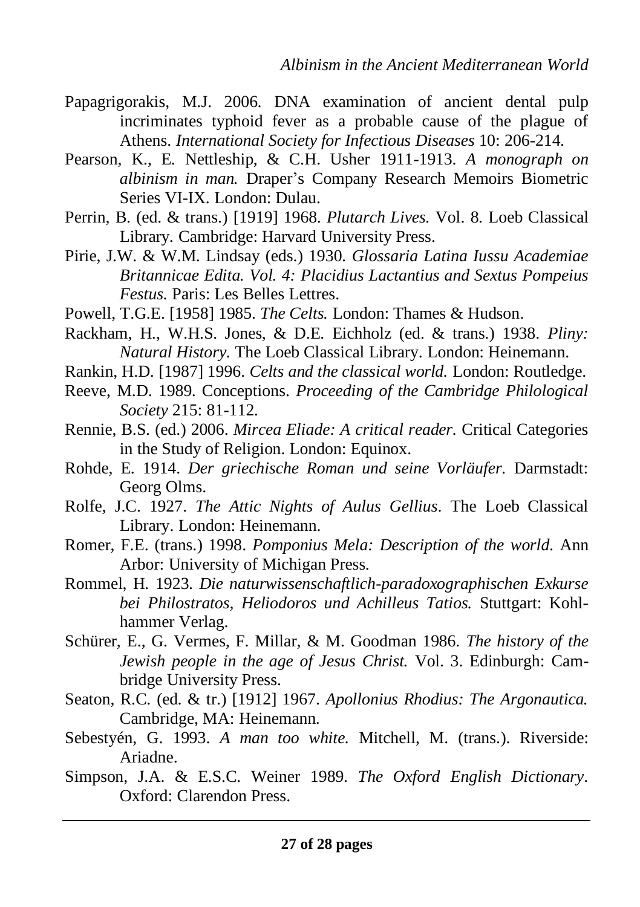Papagrigorakis, M.J. 2006. DNA examination of ancient dental pulp incriminates typhoid fever as a probable cause of the plague of Athens. *International Society for Infectious Diseases* 10: 206-214.

Pearson, K., E. Nettleship, & C.H. Usher 1911-1913. *A monograph on albinism in man.* Draper's Company Research Memoirs Biometric Series VI-IX. London: Dulau.

Perrin, B. (ed. & trans.) [1919] 1968. *Plutarch Lives.* Vol. 8. Loeb Classical Library. Cambridge: Harvard University Press.

Pirie, J.W. & W.M. Lindsay (eds.) 1930. *Glossaria Latina Iussu Academiae Britannicae Edita. Vol. 4: Placidius Lactantius and Sextus Pompeius Festus.* Paris: Les Belles Lettres.

Powell, T.G.E. [1958] 1985. *The Celts.* London: Thames & Hudson.

Rackham, H., W.H.S. Jones, & D.E. Eichholz (ed. & trans.) 1938. *Pliny: Natural History.* The Loeb Classical Library. London: Heinemann.

Rankin, H.D. [1987] 1996. *Celts and the classical world.* London: Routledge.

Reeve, M.D. 1989. Conceptions. *Proceeding of the Cambridge Philological Society* 215: 81-112.

Rennie, B.S. (ed.) 2006. *Mircea Eliade: A critical reader.* Critical Categories in the Study of Religion. London: Equinox.

Rohde, E. 1914. *Der griechische Roman und seine Vorläufer.* Darmstadt: Georg Olms.

Rolfe, J.C. 1927. *The Attic Nights of Aulus Gellius*. The Loeb Classical Library. London: Heinemann.

Romer, F.E. (trans.) 1998. *Pomponius Mela: Description of the world.* Ann Arbor: University of Michigan Press.

Rommel, H. 1923. *Die naturwissenschaftlich-paradoxographischen Exkurse bei Philostratos, Heliodoros und Achilleus Tatios.* Stuttgart: Kohlhammer Verlag.

Schürer, E., G. Vermes, F. Millar, & M. Goodman 1986. *The history of the Jewish people in the age of Jesus Christ.* Vol. 3. Edinburgh: Cambridge University Press.

Seaton, R.C. (ed. & tr.) [1912] 1967. *Apollonius Rhodius: The Argonautica.* Cambridge, MA: Heinemann.

Sebestyén, G. 1993. *A man too white.* Mitchell, M. (trans.). Riverside: Ariadne.

Simpson, J.A. & E.S.C. Weiner 1989. *The Oxford English Dictionary*. Oxford: Clarendon Press.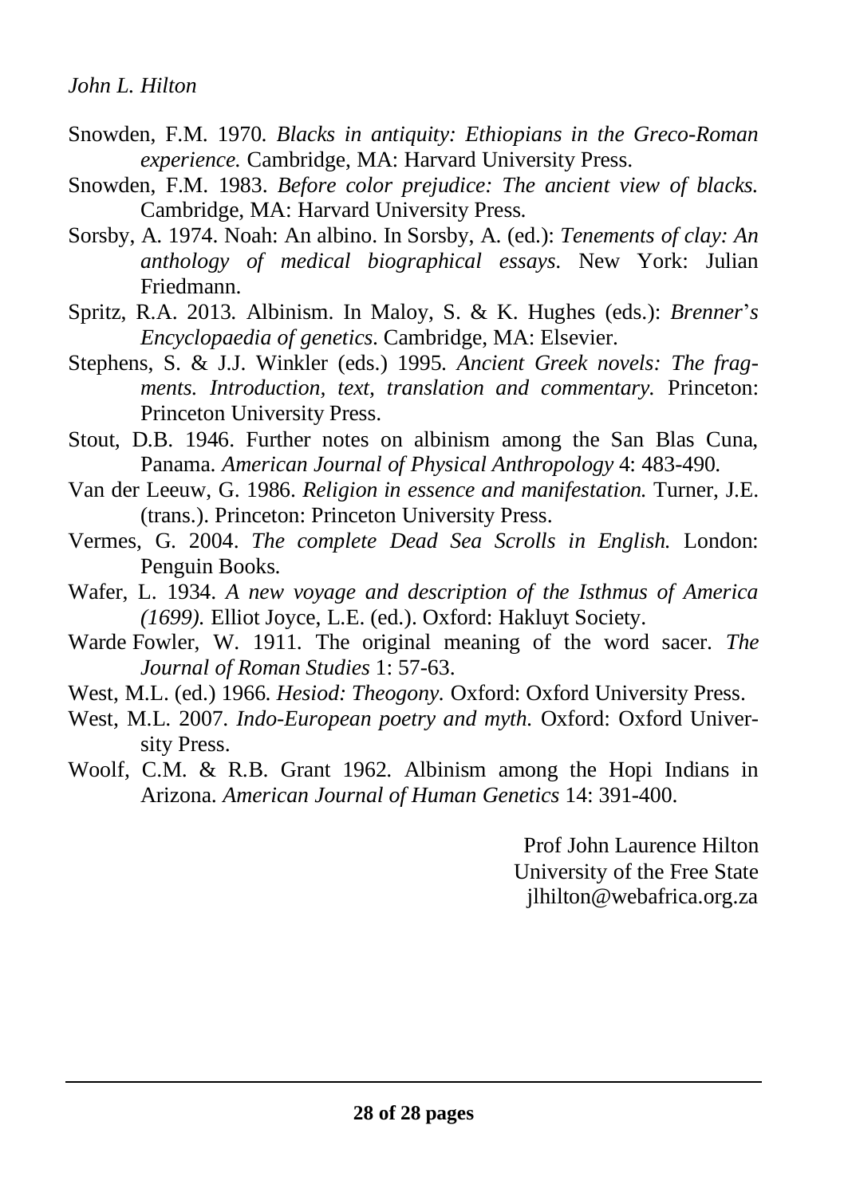Snowden, F.M. 1970. *Blacks in antiquity: Ethiopians in the Greco-Roman experience.* Cambridge, MA: Harvard University Press.

Snowden, F.M. 1983. *Before color prejudice: The ancient view of blacks.* Cambridge, MA: Harvard University Press.

Sorsby, A. 1974. Noah: An albino. In Sorsby, A. (ed.): *Tenements of clay: An anthology of medical biographical essays.* New York: Julian Friedmann.

Spritz, R.A. 2013. Albinism. In Maloy, S. & K. Hughes (eds.): *Brenner's Encyclopaedia of genetics*. Cambridge, MA: Elsevier.

Stephens, S. & J.J. Winkler (eds.) 1995. *Ancient Greek novels: The fragments. Introduction, text, translation and commentary.* Princeton: Princeton University Press.

Stout, D.B. 1946. Further notes on albinism among the San Blas Cuna, Panama. *American Journal of Physical Anthropology* 4: 483-490.

Van der Leeuw, G. 1986. *Religion in essence and manifestation.* Turner, J.E. (trans.). Princeton: Princeton University Press.

Vermes, G. 2004. *The complete Dead Sea Scrolls in English.* London: Penguin Books.

Wafer, L. 1934. *A new voyage and description of the Isthmus of America (1699).* Elliot Joyce, L.E. (ed.). Oxford: Hakluyt Society.

Warde Fowler, W. 1911. The original meaning of the word sacer. *The Journal of Roman Studies* 1: 57-63.

West, M.L. (ed.) 1966. *Hesiod: Theogony.* Oxford: Oxford University Press.

West, M.L. 2007. *Indo-European poetry and myth.* Oxford: Oxford University Press.

Woolf, C.M. & R.B. Grant 1962. Albinism among the Hopi Indians in Arizona. *American Journal of Human Genetics* 14: 391-400.

Prof John Laurence Hilton  
University of the Free State  
jlhilton@webafrica.org.za